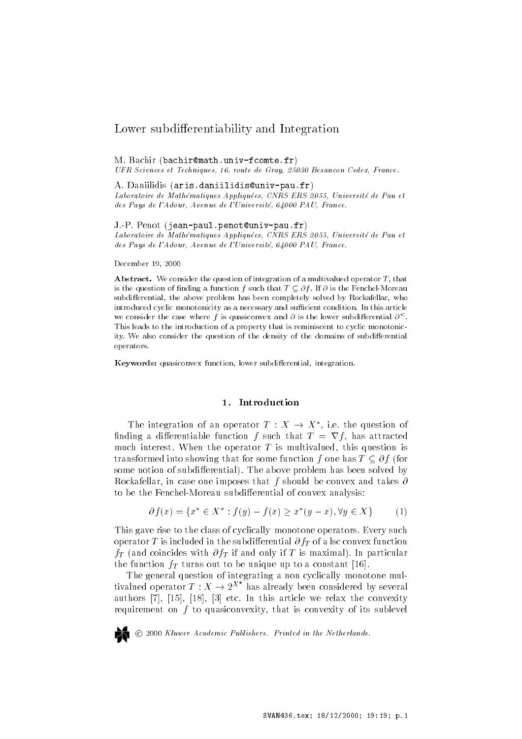# Lower subdifferentiability and Integration

M. Bachir (bachir@math.univ-fcomte.fr)
*UFR Sciences et Techniques, 16, route de Gray, 25030 Besancon Cedex, France.*

A. Daniilidis (aris.daniilidis@univ-pau.fr)
*Laboratoire de Mathématiques Appliquées, CNRS ERS 2055, Université de Pau et des Pays de l'Adour, Avenue de l'Université, 64000 PAU, France.*

J.-P. Penot (jean-paul.penot@univ-pau.fr)
*Laboratoire de Mathématiques Appliquées, CNRS ERS 2055, Université de Pau et des Pays de l'Adour, Avenue de l'Université, 64000 PAU, France.*

December 19, 2000

**Abstract.** We consider the question of integration of a multivalued operator $T$, that is the question of finding a function $f$ such that $T \subseteq \partial f$. If $\partial$ is the Fenchel-Moreau subdifferential, the above problem has been completely solved by Rockafellar, who introduced cyclic monotonicity as a necessary and sufficient condition. In this article we consider the case where $f$ is quasiconvex and $\partial$ is the lower subdifferential $\partial^{<}$. This leads to the introduction of a property that is reminiscent to cyclic monotonicity. We also consider the question of the density of the domains of subdifferential operators.

**Keywords:** quasiconvex function, lower subdifferential, integration.

## 1. Introduction

The integration of an operator $T : X \to X^*$, i.e. the question of finding a differentiable function $f$ such that $T = \nabla f$, has attracted much interest. When the operator $T$ is multivalued, this question is transformed into showing that for some function $f$ one has $T \subseteq \partial f$ (for some notion of subdifferential). The above problem has been solved by Rockafellar, in case one imposes that $f$ should be convex and takes $\partial$ to be the Fenchel-Moreau subdifferential of convex analysis:

$$\partial f(x) = \{x^* \in X^* : f(y) - f(x) \geq x^*(y - x), \forall y \in X\} \qquad (1)$$

This gave rise to the class of cyclically monotone operators. Every such operator $T$ is included in the subdifferential $\partial f_T$ of a lsc convex function $f_T$ (and coincides with $\partial f_T$ if and only if $T$ is maximal). In particular the function $f_T$ turns out to be unique up to a constant [16].

The general question of integrating a non cyclically monotone multivalued operator $T : X \to 2^{X^*}$ has already been considered by several authors [7], [15], [18], [3] etc. In this article we relax the convexity requirement on $f$ to quasiconvexity, that is convexity of its sublevel

© 2000 *Kluwer Academic Publishers. Printed in the Netherlands.*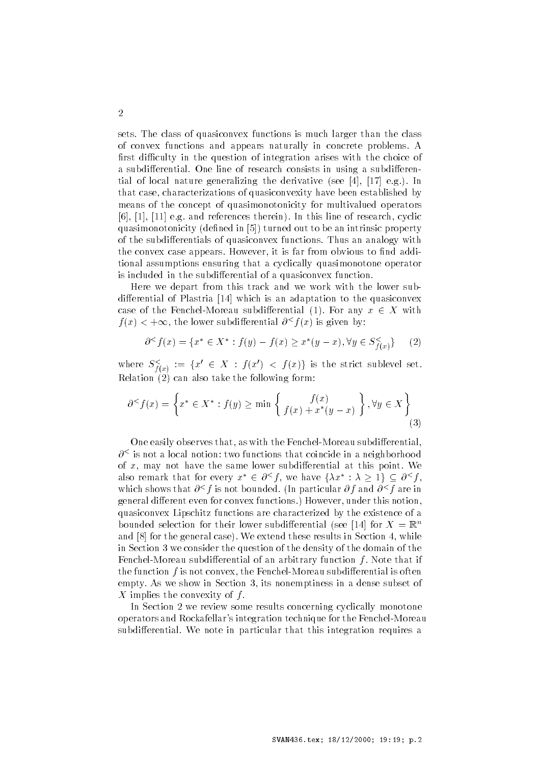sets. The class of quasiconvex functions is much larger than the class of convex functions and appears naturally in concrete problems. A first difficulty in the question of integration arises with the choice of a subdifferential. One line of research consists in using a subdifferential of local nature generalizing the derivative (see [4], [17] e.g.). In that case, characterizations of quasiconvexity have been established by means of the concept of quasimonotonicity for multivalued operators [6], [1], [11] e.g. and references therein). In this line of research, cyclic quasimonotonicity (defined in [5]) turned out to be an intrinsic property of the subdifferentials of quasiconvex functions. Thus an analogy with the convex case appears. However, it is far from obvious to find additional assumptions ensuring that a cyclically quasimonotone operator is included in the subdifferential of a quasiconvex function.

Here we depart from this track and we work with the lower subdifferential of Plastria [14] which is an adaptation to the quasiconvex case of the Fenchel-Moreau subdifferential (1). For any $x \in X$ with $f(x) < +\infty$, the lower subdifferential $\partial^{<} f(x)$ is given by:

$$\partial^{<} f(x) = \{x^* \in X^* : f(y) - f(x) \geq x^*(y - x), \forall y \in S^{<}_{f(x)}\} \qquad (2)$$

where $S^{<}_{f(x)} := \{x' \in X : f(x') < f(x)\}$ is the strict sublevel set. Relation (2) can also take the following form:

$$\partial^{<} f(x) = \left\{ x^* \in X^* : f(y) \geq \min \left\{ \begin{array}{c} f(x) \\ f(x) + x^*(y - x) \end{array} \right\}, \forall y \in X \right\} \qquad (3)$$

One easily observes that, as with the Fenchel-Moreau subdifferential, $\partial^{<}$ is not a local notion: two functions that coincide in a neighborhood of $x$, may not have the same lower subdifferential at this point. We also remark that for every $x^* \in \partial^{<} f$, we have $\{\lambda x^* : \lambda \geq 1\} \subseteq \partial^{<} f$, which shows that $\partial^{<} f$ is not bounded. (In particular $\partial f$ and $\partial^{<} f$ are in general different even for convex functions.) However, under this notion, quasiconvex Lipschitz functions are characterized by the existence of a bounded selection for their lower subdifferential (see [14] for $X = \mathbb{R}^n$ and [8] for the general case). We extend these results in Section 4, while in Section 3 we consider the question of the density of the domain of the Fenchel-Moreau subdifferential of an arbitrary function $f$. Note that if the function $f$ is not convex, the Fenchel-Moreau subdifferential is often empty. As we show in Section 3, its nonemptiness in a dense subset of $X$ implies the convexity of $f$.

In Section 2 we review some results concerning cyclically monotone operators and Rockafellar's integration technique for the Fenchel-Moreau subdifferential. We note in particular that this integration requires a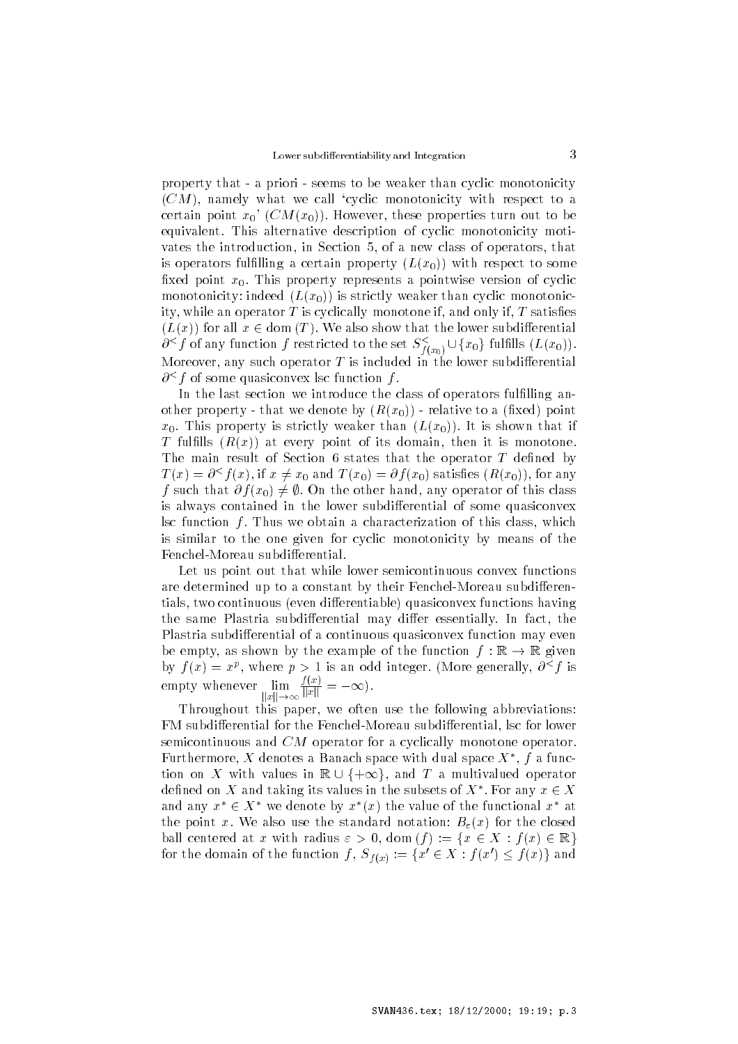property that - a priori - seems to be weaker than cyclic monotonicity $(CM)$, namely what we call 'cyclic monotonicity with respect to a certain point $x_0$' $(CM(x_0))$. However, these properties turn out to be equivalent. This alternative description of cyclic monotonicity motivates the introduction, in Section 5, of a new class of operators, that is operators fulfilling a certain property $(L(x_0))$ with respect to some fixed point $x_0$. This property represents a pointwise version of cyclic monotonicity: indeed $(L(x_0))$ is strictly weaker than cyclic monotonicity, while an operator $T$ is cyclically monotone if, and only if, $T$ satisfies $(L(x))$ for all $x \in \operatorname{dom}(T)$. We also show that the lower subdifferential $\partial^< f$ of any function $f$ restricted to the set $S^<_{f(x_0)} \cup \{x_0\}$ fulfills $(L(x_0))$. Moreover, any such operator $T$ is included in the lower subdifferential $\partial^< f$ of some quasiconvex lsc function $f$.

In the last section we introduce the class of operators fulfilling another property - that we denote by $(R(x_0))$ - relative to a (fixed) point $x_0$. This property is strictly weaker than $(L(x_0))$. It is shown that if $T$ fulfills $(R(x))$ at every point of its domain, then it is monotone. The main result of Section 6 states that the operator $T$ defined by $T(x) = \partial^< f(x)$, if $x \neq x_0$ and $T(x_0) = \partial f(x_0)$ satisfies $(R(x_0))$, for any $f$ such that $\partial f(x_0) \neq \emptyset$. On the other hand, any operator of this class is always contained in the lower subdifferential of some quasiconvex lsc function $f$. Thus we obtain a characterization of this class, which is similar to the one given for cyclic monotonicity by means of the Fenchel-Moreau subdifferential.

Let us point out that while lower semicontinuous convex functions are determined up to a constant by their Fenchel-Moreau subdifferentials, two continuous (even differentiable) quasiconvex functions having the same Plastria subdifferential may differ essentially. In fact, the Plastria subdifferential of a continuous quasiconvex function may even be empty, as shown by the example of the function $f : \mathbb{R} \to \mathbb{R}$ given by $f(x) = x^p$, where $p > 1$ is an odd integer. (More generally, $\partial^< f$ is empty whenever $\lim\limits_{\|x\| \to \infty} \frac{f(x)}{\|x\|} = -\infty$).

Throughout this paper, we often use the following abbreviations: FM subdifferential for the Fenchel-Moreau subdifferential, lsc for lower semicontinuous and $CM$ operator for a cyclically monotone operator. Furthermore, $X$ denotes a Banach space with dual space $X^*$, $f$ a function on $X$ with values in $\mathbb{R} \cup \{+\infty\}$, and $T$ a multivalued operator defined on $X$ and taking its values in the subsets of $X^*$. For any $x \in X$ and any $x^* \in X^*$ we denote by $x^*(x)$ the value of the functional $x^*$ at the point $x$. We also use the standard notation: $B_\varepsilon(x)$ for the closed ball centered at $x$ with radius $\varepsilon > 0$, $\operatorname{dom}(f) := \{x \in X : f(x) \in \mathbb{R}\}$ for the domain of the function $f$, $S_{f(x)} := \{x' \in X : f(x') \leq f(x)\}$ and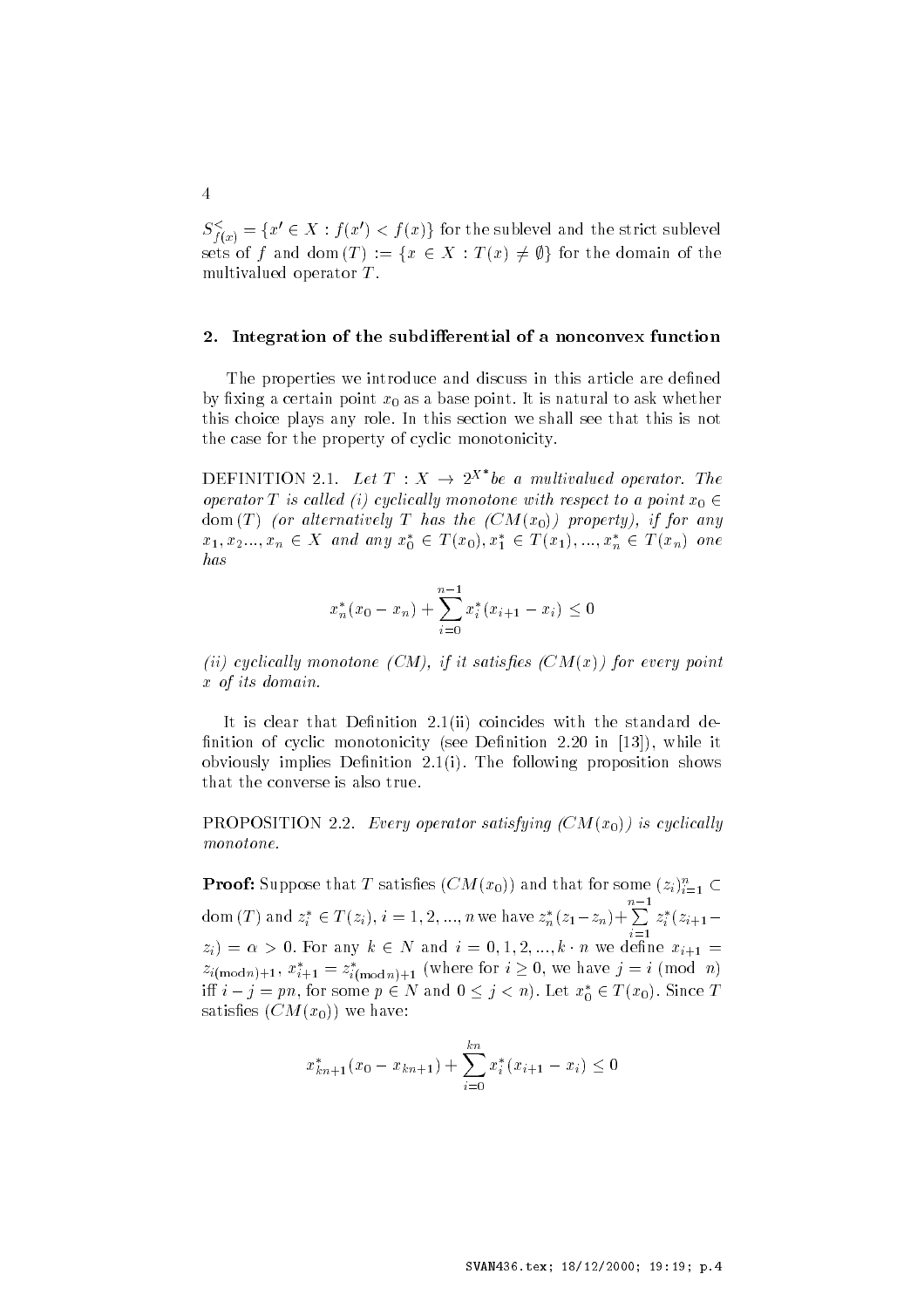$S^{<}_{f(x)} = \{x' \in X : f(x') < f(x)\}$ for the sublevel and the strict sublevel sets of $f$ and $\mathrm{dom}\,(T) := \{x \in X : T(x) \neq \emptyset\}$ for the domain of the multivalued operator $T$.

## 2. Integration of the subdifferential of a nonconvex function

The properties we introduce and discuss in this article are defined by fixing a certain point $x_0$ as a base point. It is natural to ask whether this choice plays any role. In this section we shall see that this is not the case for the property of cyclic monotonicity.

DEFINITION 2.1. *Let $T : X \to 2^{X^*}$ be a multivalued operator. The operator $T$ is called (i) cyclically monotone with respect to a point $x_0 \in \mathrm{dom}\,(T)$ (or alternatively $T$ has the $(CM(x_0))$ property), if for any $x_1, x_2 ..., x_n \in X$ and any $x_0^* \in T(x_0), x_1^* \in T(x_1), ..., x_n^* \in T(x_n)$ one has*

$$x_n^*(x_0 - x_n) + \sum_{i=0}^{n-1} x_i^*(x_{i+1} - x_i) \leq 0$$

*(ii) cyclically monotone (CM), if it satisfies $(CM(x))$ for every point $x$ of its domain.*

It is clear that Definition 2.1(ii) coincides with the standard definition of cyclic monotonicity (see Definition 2.20 in [13]), while it obviously implies Definition 2.1(i). The following proposition shows that the converse is also true.

PROPOSITION 2.2. *Every operator satisfying $(CM(x_0))$ is cyclically monotone.*

**Proof:** Suppose that $T$ satisfies $(CM(x_0))$ and that for some $(z_i)_{i=1}^n \subset \mathrm{dom}\,(T)$ and $z_i^* \in T(z_i)$, $i = 1, 2, ..., n$ we have $z_n^*(z_1 - z_n) + \sum_{i=1}^{n-1} z_i^*(z_{i+1} - z_i) = \alpha > 0$. For any $k \in N$ and $i = 0, 1, 2, ..., k \cdot n$ we define $x_{i+1} = z_{i(\mathrm{mod}\, n)+1}$, $x_{i+1}^* = z^*_{i(\mathrm{mod}\, n)+1}$ (where for $i \geq 0$, we have $j = i \pmod{n}$ iff $i - j = pn$, for some $p \in N$ and $0 \leq j < n$). Let $x_0^* \in T(x_0)$. Since $T$ satisfies $(CM(x_0))$ we have:

$$x_{kn+1}^*(x_0 - x_{kn+1}) + \sum_{i=0}^{kn} x_i^*(x_{i+1} - x_i) \leq 0$$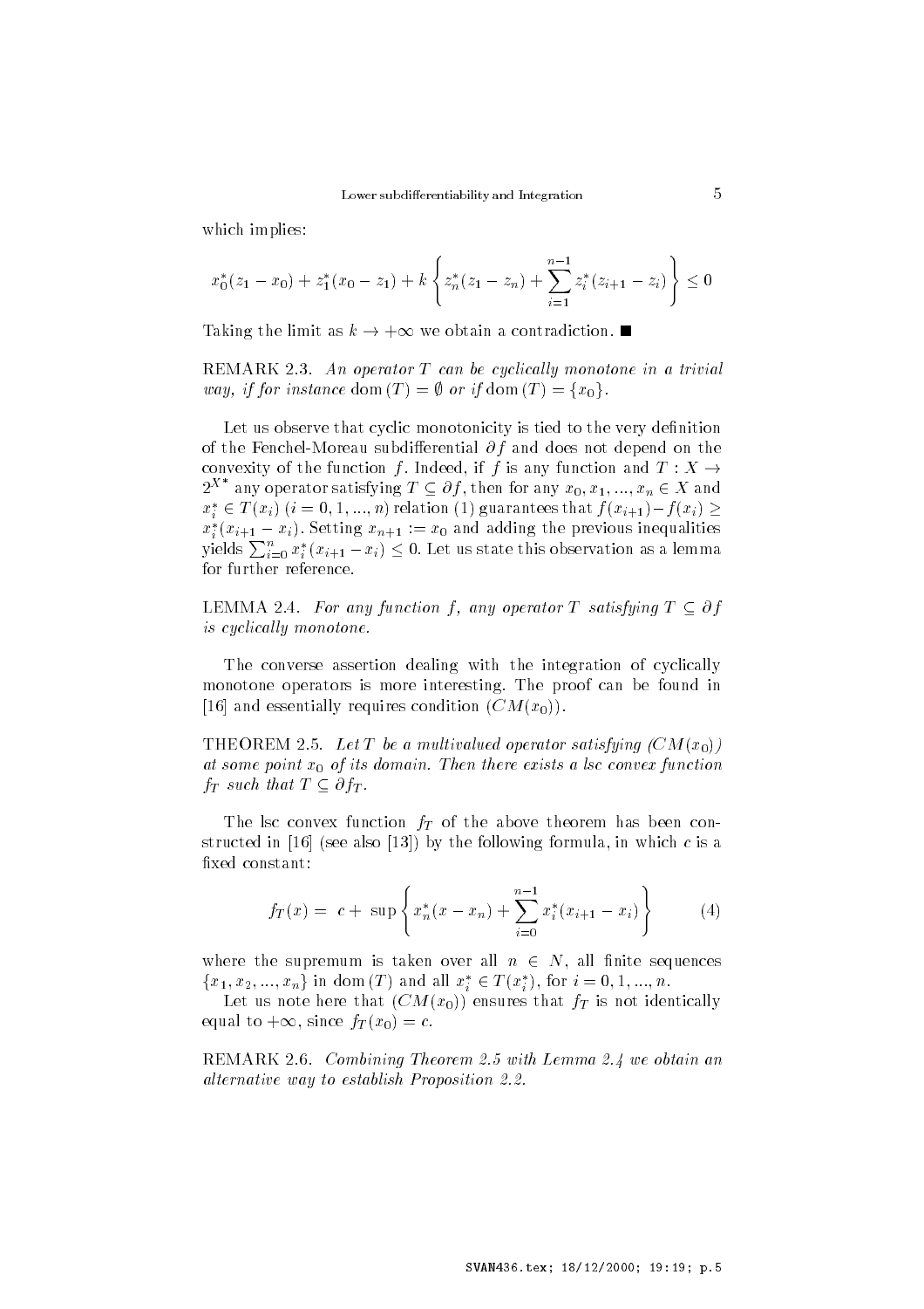which implies:

$$x_0^*(z_1 - x_0) + z_1^*(x_0 - z_1) + k\left\{z_n^*(z_1 - z_n) + \sum_{i=1}^{n-1} z_i^*(z_{i+1} - z_i)\right\} \leq 0$$

Taking the limit as $k \to +\infty$ we obtain a contradiction. ■

REMARK 2.3. *An operator $T$ can be cyclically monotone in a trivial way, if for instance* $\operatorname{dom}(T) = \emptyset$ *or if* $\operatorname{dom}(T) = \{x_0\}$.

Let us observe that cyclic monotonicity is tied to the very definition of the Fenchel-Moreau subdifferential $\partial f$ and does not depend on the convexity of the function $f$. Indeed, if $f$ is any function and $T : X \to 2^{X^*}$ any operator satisfying $T \subseteq \partial f$, then for any $x_0, x_1, ..., x_n \in X$ and $x_i^* \in T(x_i)$ $(i = 0, 1, ..., n)$ relation (1) guarantees that $f(x_{i+1}) - f(x_i) \geq x_i^*(x_{i+1} - x_i)$. Setting $x_{n+1} := x_0$ and adding the previous inequalities yields $\sum_{i=0}^{n} x_i^*(x_{i+1} - x_i) \leq 0$. Let us state this observation as a lemma for further reference.

LEMMA 2.4. *For any function $f$, any operator $T$ satisfying $T \subseteq \partial f$ is cyclically monotone.*

The converse assertion dealing with the integration of cyclically monotone operators is more interesting. The proof can be found in [16] and essentially requires condition $(CM(x_0))$.

THEOREM 2.5. *Let $T$ be a multivalued operator satisfying $(CM(x_0))$ at some point $x_0$ of its domain. Then there exists a lsc convex function $f_T$ such that $T \subseteq \partial f_T$.*

The lsc convex function $f_T$ of the above theorem has been constructed in [16] (see also [13]) by the following formula, in which $c$ is a fixed constant:

$$f_T(x) = c + \sup\left\{x_n^*(x - x_n) + \sum_{i=0}^{n-1} x_i^*(x_{i+1} - x_i)\right\} \tag{4}$$

where the supremum is taken over all $n \in N$, all finite sequences $\{x_1, x_2, ..., x_n\}$ in $\operatorname{dom}(T)$ and all $x_i^* \in T(x_i^*)$, for $i = 0, 1, ..., n$.

Let us note here that $(CM(x_0))$ ensures that $f_T$ is not identically equal to $+\infty$, since $f_T(x_0) = c$.

REMARK 2.6. *Combining Theorem 2.5 with Lemma 2.4 we obtain an alternative way to establish Proposition 2.2.*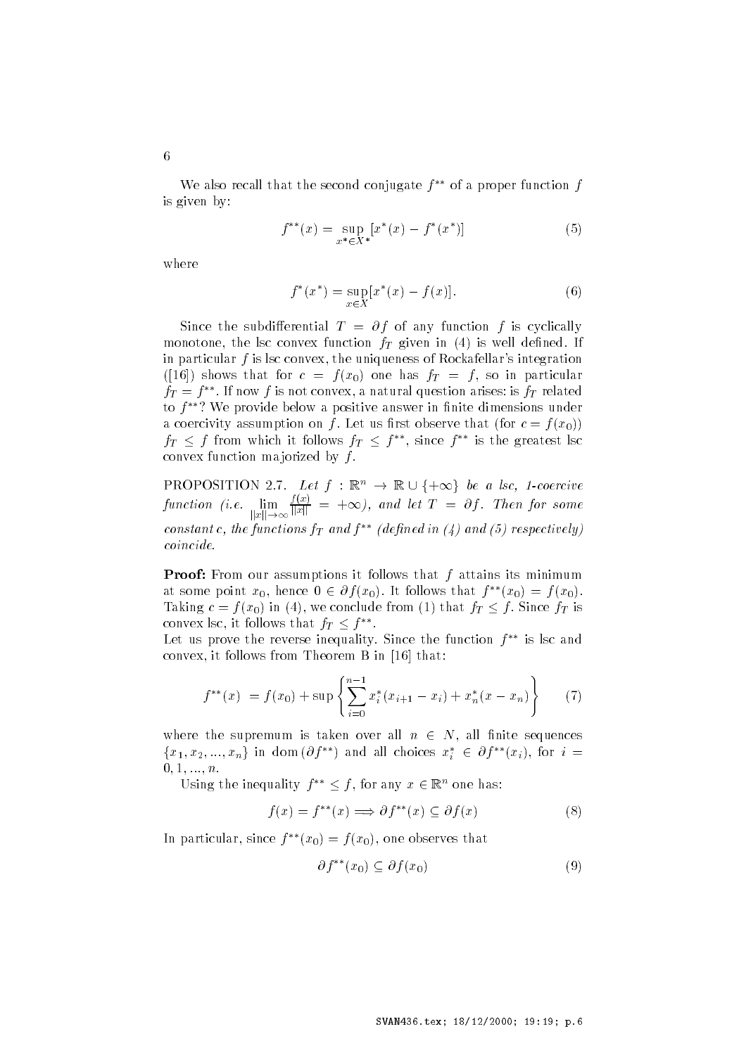We also recall that the second conjugate $f^{**}$ of a proper function $f$ is given by:

$$f^{**}(x) = \sup_{x^* \in X^*} [x^*(x) - f^*(x^*)] \tag{5}$$

where

$$f^*(x^*) = \sup_{x \in X} [x^*(x) - f(x)]. \tag{6}$$

Since the subdifferential $T = \partial f$ of any function $f$ is cyclically monotone, the lsc convex function $f_T$ given in (4) is well defined. If in particular $f$ is lsc convex, the uniqueness of Rockafellar's integration ([16]) shows that for $c = f(x_0)$ one has $f_T = f$, so in particular $f_T = f^{**}$. If now $f$ is not convex, a natural question arises: is $f_T$ related to $f^{**}$? We provide below a positive answer in finite dimensions under a coercivity assumption on $f$. Let us first observe that (for $c = f(x_0)$) $f_T \leq f$ from which it follows $f_T \leq f^{**}$, since $f^{**}$ is the greatest lsc convex function majorized by $f$.

PROPOSITION 2.7. *Let $f : \mathbb{R}^n \to \mathbb{R} \cup \{+\infty\}$ be a lsc, 1-coercive function (i.e. $\lim_{\|x\| \to \infty} \frac{f(x)}{\|x\|} = +\infty$), and let $T = \partial f$. Then for some constant c, the functions $f_T$ and $f^{**}$ (defined in (4) and (5) respectively) coincide.*

**Proof:** From our assumptions it follows that $f$ attains its minimum at some point $x_0$, hence $0 \in \partial f(x_0)$. It follows that $f^{**}(x_0) = f(x_0)$. Taking $c = f(x_0)$ in (4), we conclude from (1) that $f_T \leq f$. Since $f_T$ is convex lsc, it follows that $f_T \leq f^{**}$.
Let us prove the reverse inequality. Since the function $f^{**}$ is lsc and convex, it follows from Theorem B in [16] that:

$$f^{**}(x) \; = f(x_0) + \sup \left\{ \sum_{i=0}^{n-1} x_i^*(x_{i+1} - x_i) + x_n^*(x - x_n) \right\} \tag{7}$$

where the supremum is taken over all $n \in N$, all finite sequences $\{x_1, x_2, ..., x_n\}$ in $\operatorname{dom}(\partial f^{**})$ and all choices $x_i^* \in \partial f^{**}(x_i)$, for $i = 0, 1, ..., n$.

Using the inequality $f^{**} \leq f$, for any $x \in \mathbb{R}^n$ one has:

$$f(x) = f^{**}(x) \Longrightarrow \partial f^{**}(x) \subseteq \partial f(x) \tag{8}$$

In particular, since $f^{**}(x_0) = f(x_0)$, one observes that

$$\partial f^{**}(x_0) \subseteq \partial f(x_0) \tag{9}$$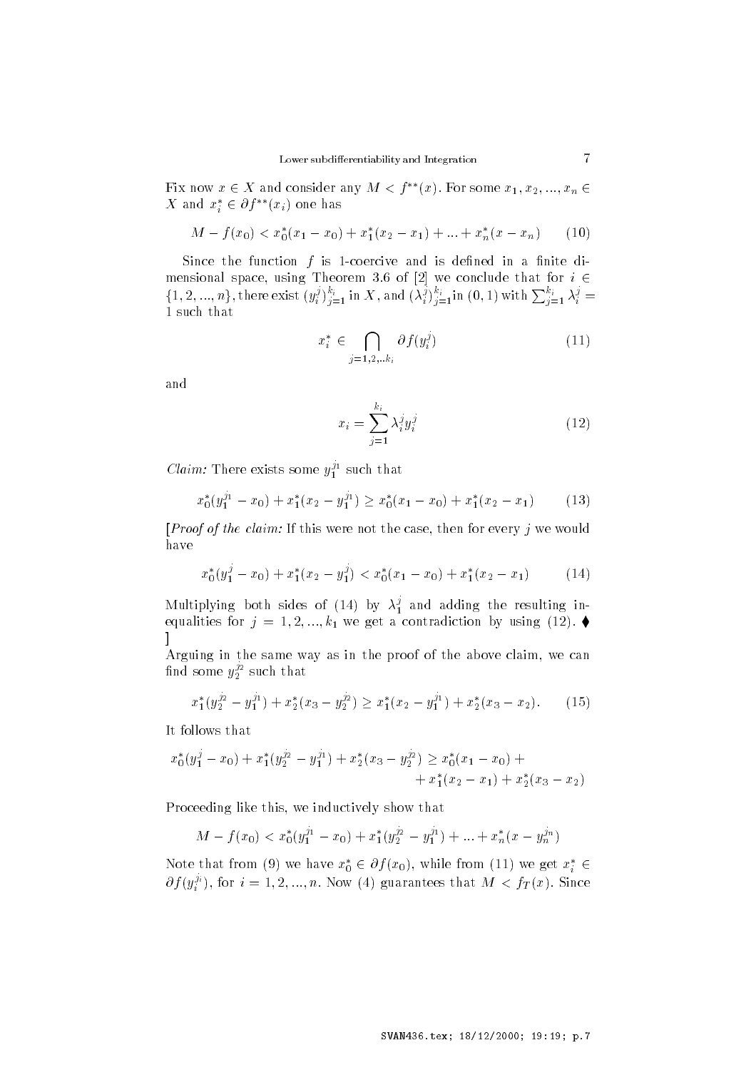Fix now $x \in X$ and consider any $M < f^{**}(x)$. For some $x_1, x_2, ..., x_n \in X$ and $x_i^* \in \partial f^{**}(x_i)$ one has

$$M - f(x_0) < x_0^*(x_1 - x_0) + x_1^*(x_2 - x_1) + ... + x_n^*(x - x_n) \qquad (10)$$

Since the function $f$ is 1-coercive and is defined in a finite dimensional space, using Theorem 3.6 of [2] we conclude that for $i \in \{1, 2, ..., n\}$, there exist $(y_i^j)_{j=1}^{k_i}$ in $X$, and $(\lambda_i^j)_{j=1}^{k_i}$ in $(0, 1)$ with $\sum_{j=1}^{k_i} \lambda_i^j = 1$ such that

$$x_i^* \in \bigcap_{j=1,2,..k_i} \partial f(y_i^j) \qquad (11)$$

and

$$x_i = \sum_{j=1}^{k_i} \lambda_i^j y_i^j \qquad (12)$$

*Claim:* There exists some $y_1^{j_1}$ such that

$$x_0^*(y_1^{j_1} - x_0) + x_1^*(x_2 - y_1^{j_1}) \geq x_0^*(x_1 - x_0) + x_1^*(x_2 - x_1) \qquad (13)$$

[*Proof of the claim:* If this were not the case, then for every $j$ we would have

$$x_0^*(y_1^j - x_0) + x_1^*(x_2 - y_1^j) < x_0^*(x_1 - x_0) + x_1^*(x_2 - x_1) \qquad (14)$$

Multiplying both sides of (14) by $\lambda_1^j$ and adding the resulting inequalities for $j = 1, 2, ..., k_1$ we get a contradiction by using (12). ♦ ]

Arguing in the same way as in the proof of the above claim, we can find some $y_2^{j_2}$ such that

$$x_1^*(y_2^{j_2} - y_1^{j_1}) + x_2^*(x_3 - y_2^{j_2}) \geq x_1^*(x_2 - y_1^{j_1}) + x_2^*(x_3 - x_2). \qquad (15)$$

It follows that

$$x_0^*(y_1^j - x_0) + x_1^*(y_2^{j_2} - y_1^{j_1}) + x_2^*(x_3 - y_2^{j_2}) \geq x_0^*(x_1 - x_0) + x_1^*(x_2 - x_1) + x_2^*(x_3 - x_2)$$

Proceeding like this, we inductively show that

$$M - f(x_0) < x_0^*(y_1^{j_1} - x_0) + x_1^*(y_2^{j_2} - y_1^{j_1}) + ... + x_n^*(x - y_n^{j_n})$$

Note that from (9) we have $x_0^* \in \partial f(x_0)$, while from (11) we get $x_i^* \in \partial f(y_i^{j_i})$, for $i = 1, 2, ..., n$. Now (4) guarantees that $M < f_T(x)$. Since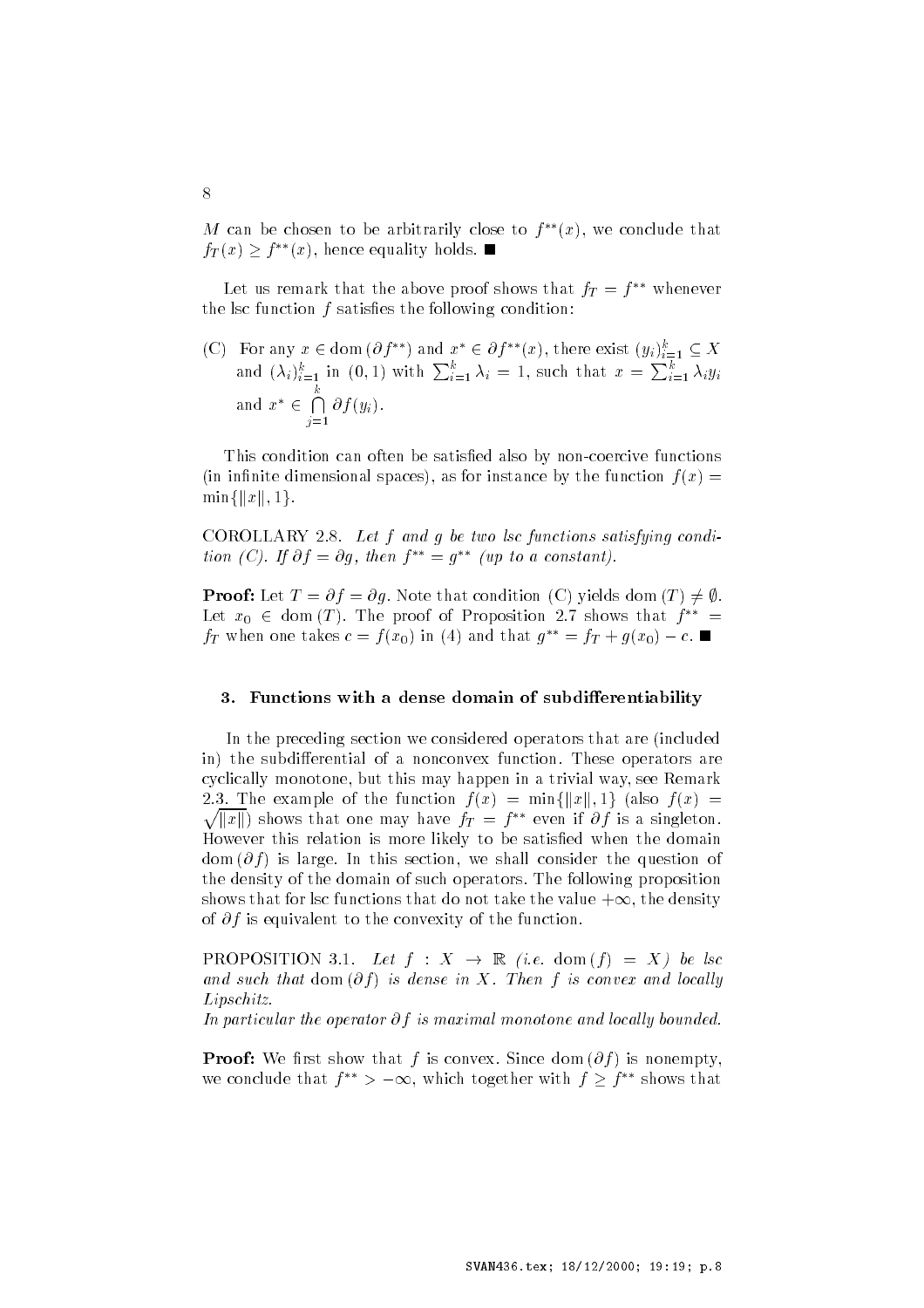$M$ can be chosen to be arbitrarily close to $f^{**}(x)$, we conclude that $f_T(x) \geq f^{**}(x)$, hence equality holds. ∎

Let us remark that the above proof shows that $f_T = f^{**}$ whenever the lsc function $f$ satisfies the following condition:

(C) For any $x \in \mathrm{dom}\,(\partial f^{**})$ and $x^* \in \partial f^{**}(x)$, there exist $(y_i)_{i=1}^k \subseteq X$ and $(\lambda_i)_{i=1}^k$ in $(0,1)$ with $\sum_{i=1}^k \lambda_i = 1$, such that $x = \sum_{i=1}^k \lambda_i y_i$ and $x^* \in \bigcap_{j=1}^{k} \partial f(y_i)$.

This condition can often be satisfied also by non-coercive functions (in infinite dimensional spaces), as for instance by the function $f(x) = \min\{\|x\|, 1\}$.

COROLLARY 2.8. *Let $f$ and $g$ be two lsc functions satisfying condition (C). If $\partial f = \partial g$, then $f^{**} = g^{**}$ (up to a constant).*

**Proof:** Let $T = \partial f = \partial g$. Note that condition (C) yields $\mathrm{dom}\,(T) \neq \emptyset$. Let $x_0 \in \mathrm{dom}\,(T)$. The proof of Proposition 2.7 shows that $f^{**} = f_T$ when one takes $c = f(x_0)$ in (4) and that $g^{**} = f_T + g(x_0) - c$. ∎

## 3. Functions with a dense domain of subdifferentiability

In the preceding section we considered operators that are (included in) the subdifferential of a nonconvex function. These operators are cyclically monotone, but this may happen in a trivial way, see Remark 2.3. The example of the function $f(x) = \min\{\|x\|, 1\}$ (also $f(x) = \sqrt{\|x\|}$) shows that one may have $f_T = f^{**}$ even if $\partial f$ is a singleton. However this relation is more likely to be satisfied when the domain $\mathrm{dom}\,(\partial f)$ is large. In this section, we shall consider the question of the density of the domain of such operators. The following proposition shows that for lsc functions that do not take the value $+\infty$, the density of $\partial f$ is equivalent to the convexity of the function.

PROPOSITION 3.1. *Let $f : X \to \mathbb{R}$ (i.e. $\mathrm{dom}\,(f) = X$) be lsc and such that $\mathrm{dom}\,(\partial f)$ is dense in $X$. Then $f$ is convex and locally Lipschitz.*

*In particular the operator $\partial f$ is maximal monotone and locally bounded.*

**Proof:** We first show that $f$ is convex. Since $\mathrm{dom}\,(\partial f)$ is nonempty, we conclude that $f^{**} > -\infty$, which together with $f \geq f^{**}$ shows that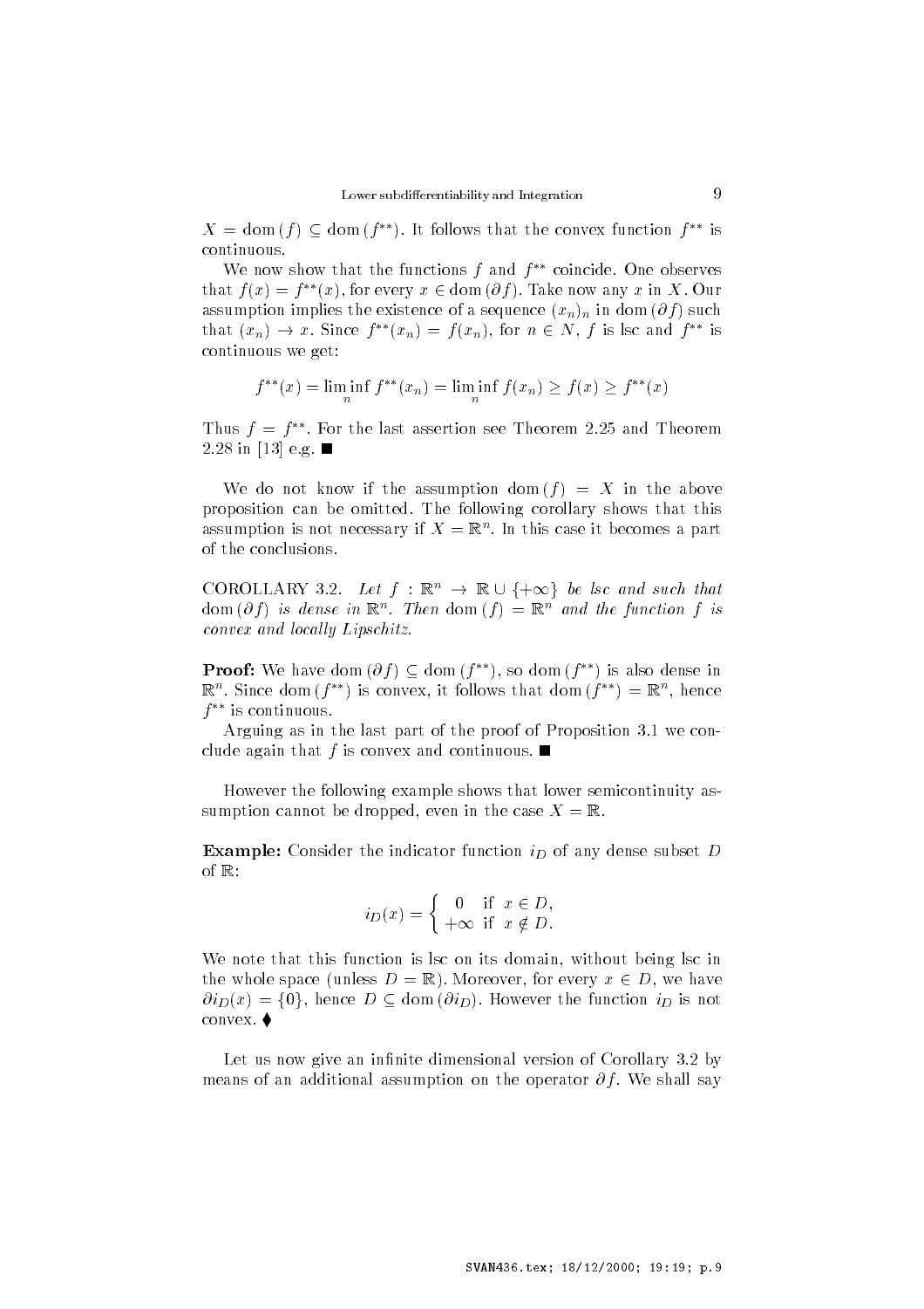$X = \mathrm{dom}\,(f) \subseteq \mathrm{dom}\,(f^{**})$. It follows that the convex function $f^{**}$ is continuous.

We now show that the functions $f$ and $f^{**}$ coincide. One observes that $f(x) = f^{**}(x)$, for every $x \in \mathrm{dom}\,(\partial f)$. Take now any $x$ in $X$. Our assumption implies the existence of a sequence $(x_n)_n$ in $\mathrm{dom}\,(\partial f)$ such that $(x_n) \to x$. Since $f^{**}(x_n) = f(x_n)$, for $n \in N$, $f$ is lsc and $f^{**}$ is continuous we get:

$$f^{**}(x) = \liminf_n f^{**}(x_n) = \liminf_n f(x_n) \geq f(x) \geq f^{**}(x)$$

Thus $f = f^{**}$. For the last assertion see Theorem 2.25 and Theorem 2.28 in [13] e.g. ■

We do not know if the assumption $\mathrm{dom}\,(f) = X$ in the above proposition can be omitted. The following corollary shows that this assumption is not necessary if $X = \mathbb{R}^n$. In this case it becomes a part of the conclusions.

COROLLARY 3.2. *Let $f : \mathbb{R}^n \to \mathbb{R} \cup \{+\infty\}$ be lsc and such that $\mathrm{dom}\,(\partial f)$ is dense in $\mathbb{R}^n$. Then $\mathrm{dom}\,(f) = \mathbb{R}^n$ and the function $f$ is convex and locally Lipschitz.*

**Proof:** We have $\mathrm{dom}\,(\partial f) \subseteq \mathrm{dom}\,(f^{**})$, so $\mathrm{dom}\,(f^{**})$ is also dense in $\mathbb{R}^n$. Since $\mathrm{dom}\,(f^{**})$ is convex, it follows that $\mathrm{dom}\,(f^{**}) = \mathbb{R}^n$, hence $f^{**}$ is continuous.

Arguing as in the last part of the proof of Proposition 3.1 we conclude again that $f$ is convex and continuous. ■

However the following example shows that lower semicontinuity assumption cannot be dropped, even in the case $X = \mathbb{R}$.

**Example:** Consider the indicator function $i_D$ of any dense subset $D$ of $\mathbb{R}$:

$$i_D(x) = \begin{cases} 0 & \text{if } x \in D, \\ +\infty & \text{if } x \notin D. \end{cases}$$

We note that this function is lsc on its domain, without being lsc in the whole space (unless $D = \mathbb{R}$). Moreover, for every $x \in D$, we have $\partial i_D(x) = \{0\}$, hence $D \subseteq \mathrm{dom}\,(\partial i_D)$. However the function $i_D$ is not convex. ♦

Let us now give an infinite dimensional version of Corollary 3.2 by means of an additional assumption on the operator $\partial f$. We shall say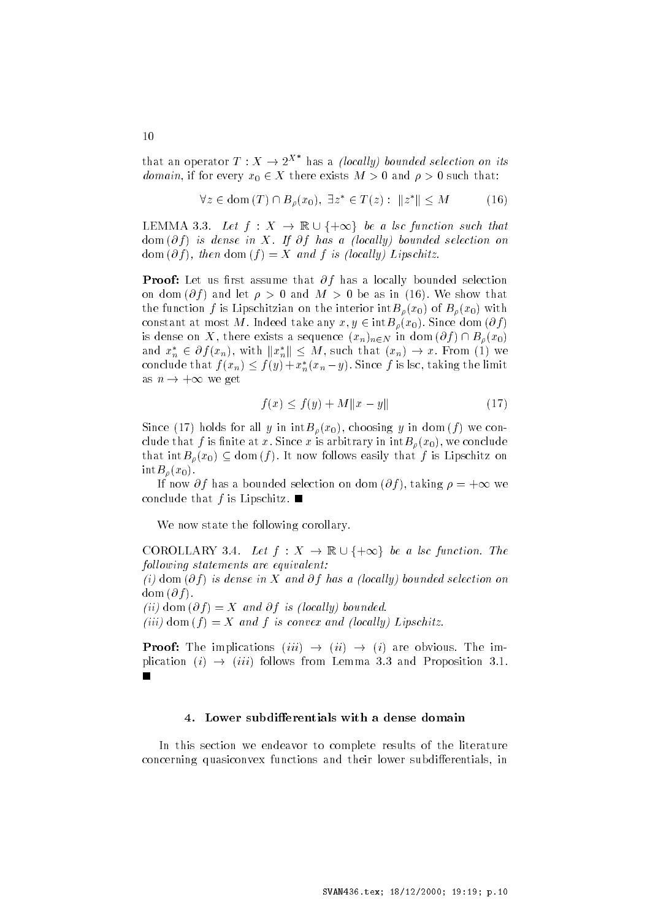that an operator $T : X \to 2^{X^*}$ has a *(locally) bounded selection on its domain*, if for every $x_0 \in X$ there exists $M > 0$ and $\rho > 0$ such that:

$$\forall z \in \mathrm{dom}\,(T) \cap B_\rho(x_0),\ \exists z^* \in T(z) :\ \|z^*\| \le M \tag{16}$$

LEMMA 3.3. *Let $f : X \to \mathbb{R} \cup \{+\infty\}$ be a lsc function such that $\mathrm{dom}\,(\partial f)$ is dense in $X$. If $\partial f$ has a (locally) bounded selection on $\mathrm{dom}\,(\partial f)$, then $\mathrm{dom}\,(f) = X$ and $f$ is (locally) Lipschitz.*

**Proof:** Let us first assume that $\partial f$ has a locally bounded selection on $\mathrm{dom}\,(\partial f)$ and let $\rho > 0$ and $M > 0$ be as in (16). We show that the function $f$ is Lipschitzian on the interior $\mathrm{int}B_\rho(x_0)$ of $B_\rho(x_0)$ with constant at most $M$. Indeed take any $x, y \in \mathrm{int}B_\rho(x_0)$. Since $\mathrm{dom}\,(\partial f)$ is dense on $X$, there exists a sequence $(x_n)_{n\in N}$ in $\mathrm{dom}\,(\partial f) \cap B_\rho(x_0)$ and $x_n^* \in \partial f(x_n)$, with $\|x_n^*\| \le M$, such that $(x_n) \to x$. From (1) we conclude that $f(x_n) \le f(y) + x_n^*(x_n - y)$. Since $f$ is lsc, taking the limit as $n \to +\infty$ we get

$$f(x) \le f(y) + M\|x - y\| \tag{17}$$

Since (17) holds for all $y$ in $\mathrm{int}B_\rho(x_0)$, choosing $y$ in $\mathrm{dom}\,(f)$ we conclude that $f$ is finite at $x$. Since $x$ is arbitrary in $\mathrm{int}B_\rho(x_0)$, we conclude that $\mathrm{int}B_\rho(x_0) \subseteq \mathrm{dom}\,(f)$. It now follows easily that $f$ is Lipschitz on $\mathrm{int}B_\rho(x_0)$.

If now $\partial f$ has a bounded selection on $\mathrm{dom}\,(\partial f)$, taking $\rho = +\infty$ we conclude that $f$ is Lipschitz. ∎

We now state the following corollary.

COROLLARY 3.4. *Let $f : X \to \mathbb{R} \cup \{+\infty\}$ be a lsc function. The following statements are equivalent:*
*(i)* $\mathrm{dom}\,(\partial f)$ *is dense in $X$ and $\partial f$ has a (locally) bounded selection on* $\mathrm{dom}\,(\partial f)$.
*(ii)* $\mathrm{dom}\,(\partial f) = X$ *and $\partial f$ is (locally) bounded.*
*(iii)* $\mathrm{dom}\,(f) = X$ *and $f$ is convex and (locally) Lipschitz.*

**Proof:** The implications $(iii) \to (ii) \to (i)$ are obvious. The implication $(i) \to (iii)$ follows from Lemma 3.3 and Proposition 3.1. ∎

## 4. Lower subdifferentials with a dense domain

In this section we endeavor to complete results of the literature concerning quasiconvex functions and their lower subdifferentials, in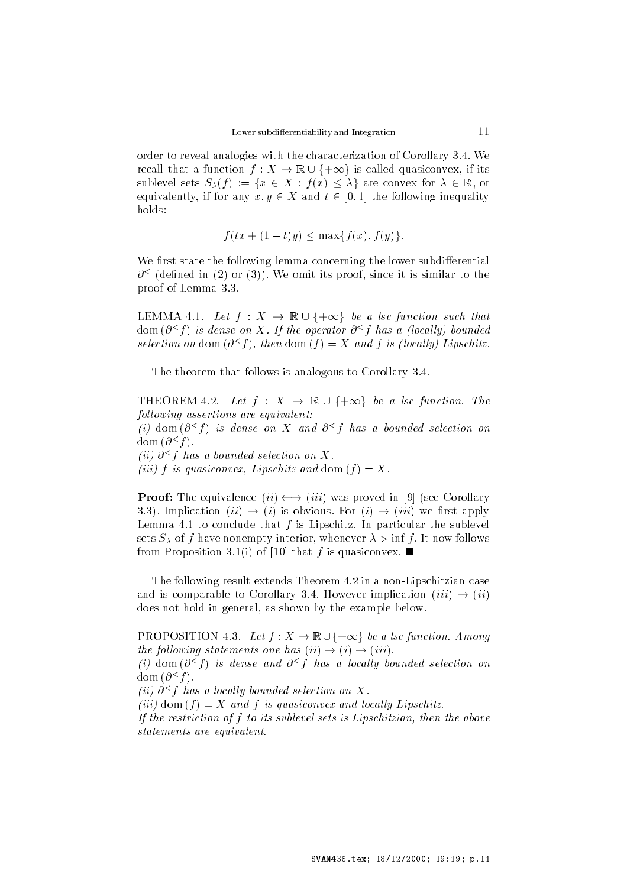order to reveal analogies with the characterization of Corollary 3.4. We recall that a function $f : X \to \mathbb{R} \cup \{+\infty\}$ is called quasiconvex, if its sublevel sets $S_\lambda(f) := \{x \in X : f(x) \leq \lambda\}$ are convex for $\lambda \in \mathbb{R}$, or equivalently, if for any $x, y \in X$ and $t \in [0, 1]$ the following inequality holds:

$$f(tx + (1-t)y) \leq \max\{f(x), f(y)\}.$$

We first state the following lemma concerning the lower subdifferential $\partial^<$ (defined in (2) or (3)). We omit its proof, since it is similar to the proof of Lemma 3.3.

LEMMA 4.1. *Let $f : X \to \mathbb{R} \cup \{+\infty\}$ be a lsc function such that $\operatorname{dom}(\partial^< f)$ is dense on $X$. If the operator $\partial^< f$ has a (locally) bounded selection on $\operatorname{dom}(\partial^< f)$, then $\operatorname{dom}(f) = X$ and $f$ is (locally) Lipschitz.*

The theorem that follows is analogous to Corollary 3.4.

THEOREM 4.2. *Let $f : X \to \mathbb{R} \cup \{+\infty\}$ be a lsc function. The following assertions are equivalent:*
*(i) $\operatorname{dom}(\partial^< f)$ is dense on $X$ and $\partial^< f$ has a bounded selection on $\operatorname{dom}(\partial^< f)$.*
*(ii) $\partial^< f$ has a bounded selection on $X$.*
*(iii) $f$ is quasiconvex, Lipschitz and $\operatorname{dom}(f) = X$.*

**Proof:** The equivalence $(ii) \longleftrightarrow (iii)$ was proved in [9] (see Corollary 3.3). Implication $(ii) \to (i)$ is obvious. For $(i) \to (iii)$ we first apply Lemma 4.1 to conclude that $f$ is Lipschitz. In particular the sublevel sets $S_\lambda$ of $f$ have nonempty interior, whenever $\lambda > \inf f$. It now follows from Proposition 3.1(i) of [10] that $f$ is quasiconvex. ■

The following result extends Theorem 4.2 in a non-Lipschitzian case and is comparable to Corollary 3.4. However implication $(iii) \to (ii)$ does not hold in general, as shown by the example below.

PROPOSITION 4.3. *Let $f : X \to \mathbb{R} \cup \{+\infty\}$ be a lsc function. Among the following statements one has $(ii) \to (i) \to (iii)$.*
*(i) $\operatorname{dom}(\partial^< f)$ is dense and $\partial^< f$ has a locally bounded selection on $\operatorname{dom}(\partial^< f)$.*
*(ii) $\partial^< f$ has a locally bounded selection on $X$.*
*(iii) $\operatorname{dom}(f) = X$ and $f$ is quasiconvex and locally Lipschitz.*
*If the restriction of $f$ to its sublevel sets is Lipschitzian, then the above statements are equivalent.*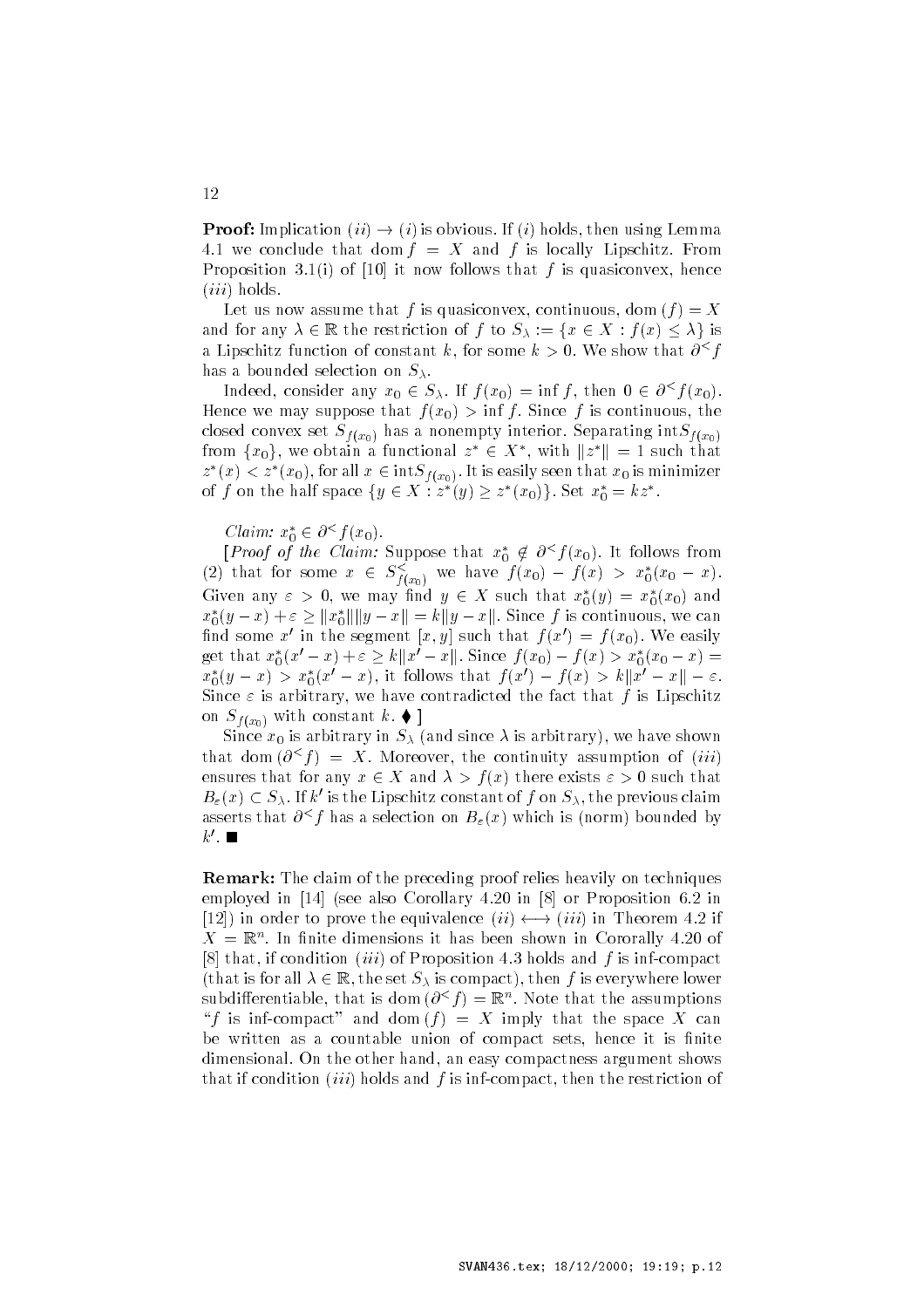**Proof:** Implication $(ii) \to (i)$ is obvious. If $(i)$ holds, then using Lemma 4.1 we conclude that $\mathrm{dom}\, f = X$ and $f$ is locally Lipschitz. From Proposition 3.1(i) of [10] it now follows that $f$ is quasiconvex, hence $(iii)$ holds.

Let us now assume that $f$ is quasiconvex, continuous, $\mathrm{dom}\,(f) = X$ and for any $\lambda \in \mathbb{R}$ the restriction of $f$ to $S_\lambda := \{x \in X : f(x) \leq \lambda\}$ is a Lipschitz function of constant $k$, for some $k > 0$. We show that $\partial^< f$ has a bounded selection on $S_\lambda$.

Indeed, consider any $x_0 \in S_\lambda$. If $f(x_0) = \inf f$, then $0 \in \partial^< f(x_0)$. Hence we may suppose that $f(x_0) > \inf f$. Since $f$ is continuous, the closed convex set $S_{f(x_0)}$ has a nonempty interior. Separating $\mathrm{int} S_{f(x_0)}$ from $\{x_0\}$, we obtain a functional $z^* \in X^*$, with $\|z^*\| = 1$ such that $z^*(x) < z^*(x_0)$, for all $x \in \mathrm{int} S_{f(x_0)}$. It is easily seen that $x_0$ is minimizer of $f$ on the half space $\{y \in X : z^*(y) \geq z^*(x_0)\}$. Set $x_0^* = k z^*$.

*Claim:* $x_0^* \in \partial^< f(x_0)$.

[*Proof of the Claim:* Suppose that $x_0^* \notin \partial^< f(x_0)$. It follows from (2) that for some $x \in S^<_{f(x_0)}$ we have $f(x_0) - f(x) > x_0^*(x_0 - x)$. Given any $\varepsilon > 0$, we may find $y \in X$ such that $x_0^*(y) = x_0^*(x_0)$ and $x_0^*(y - x) + \varepsilon \geq \|x_0^*\| \|y - x\| = k\|y - x\|$. Since $f$ is continuous, we can find some $x'$ in the segment $[x, y]$ such that $f(x') = f(x_0)$. We easily get that $x_0^*(x' - x) + \varepsilon \geq k\|x' - x\|$. Since $f(x_0) - f(x) > x_0^*(x_0 - x) = x_0^*(y - x) > x_0^*(x' - x)$, it follows that $f(x') - f(x) > k\|x' - x\| - \varepsilon$. Since $\varepsilon$ is arbitrary, we have contradicted the fact that $f$ is Lipschitz on $S_{f(x_0)}$ with constant $k$. ♦ ]

Since $x_0$ is arbitrary in $S_\lambda$ (and since $\lambda$ is arbitrary), we have shown that $\mathrm{dom}\,(\partial^< f) = X$. Moreover, the continuity assumption of $(iii)$ ensures that for any $x \in X$ and $\lambda > f(x)$ there exists $\varepsilon > 0$ such that $B_\varepsilon(x) \subset S_\lambda$. If $k'$ is the Lipschitz constant of $f$ on $S_\lambda$, the previous claim asserts that $\partial^< f$ has a selection on $B_\varepsilon(x)$ which is (norm) bounded by $k'$. ■

**Remark:** The claim of the preceding proof relies heavily on techniques employed in [14] (see also Corollary 4.20 in [8] or Proposition 6.2 in [12]) in order to prove the equivalence $(ii) \longleftrightarrow (iii)$ in Theorem 4.2 if $X = \mathbb{R}^n$. In finite dimensions it has been shown in Cororally 4.20 of [8] that, if condition $(iii)$ of Proposition 4.3 holds and $f$ is inf-compact (that is for all $\lambda \in \mathbb{R}$, the set $S_\lambda$ is compact), then $f$ is everywhere lower subdifferentiable, that is $\mathrm{dom}\,(\partial^< f) = \mathbb{R}^n$. Note that the assumptions "$f$ is inf-compact" and $\mathrm{dom}\,(f) = X$ imply that the space $X$ can be written as a countable union of compact sets, hence it is finite dimensional. On the other hand, an easy compactness argument shows that if condition $(iii)$ holds and $f$ is inf-compact, then the restriction of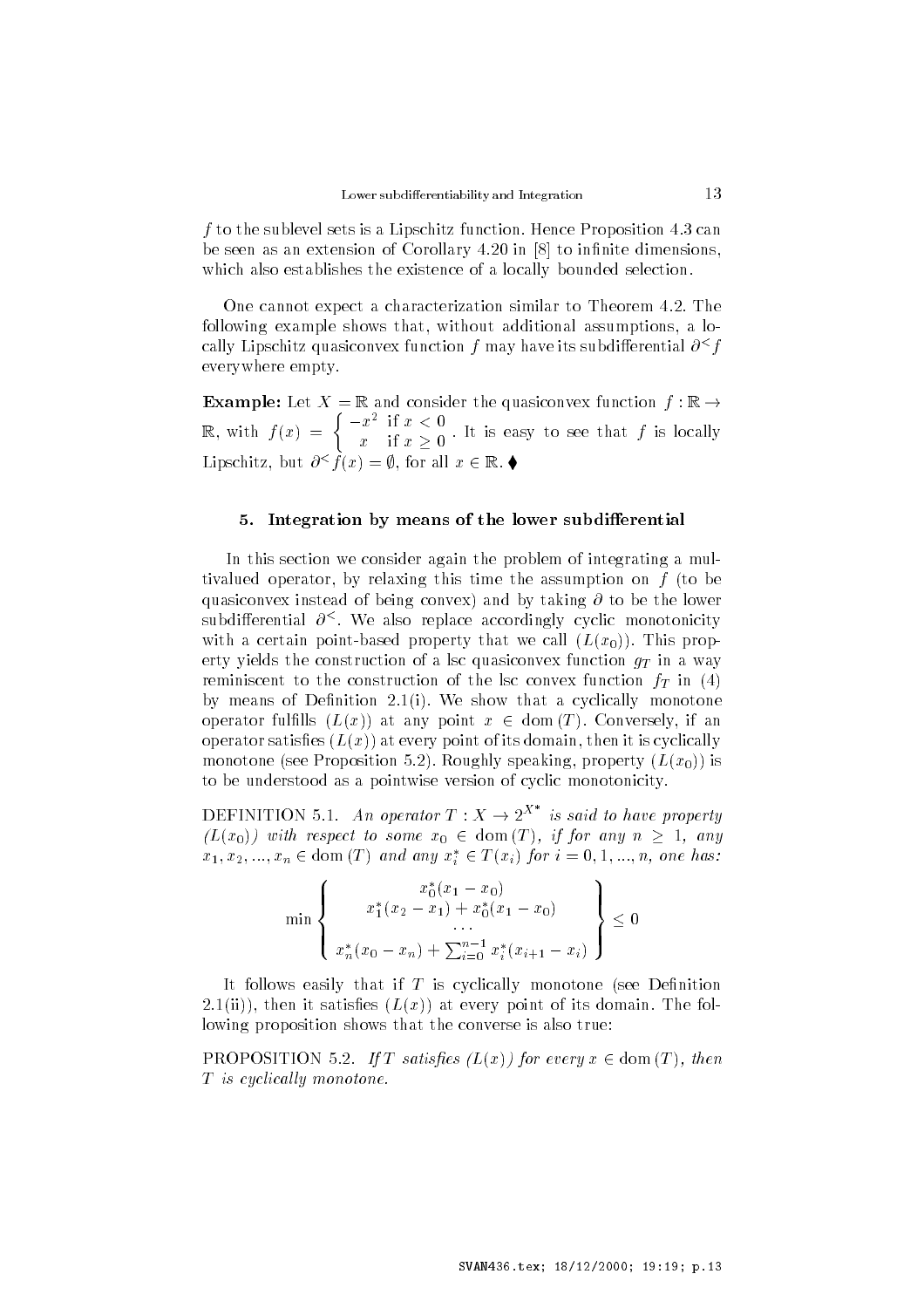$f$ to the sublevel sets is a Lipschitz function. Hence Proposition 4.3 can be seen as an extension of Corollary 4.20 in [8] to infinite dimensions, which also establishes the existence of a locally bounded selection.

One cannot expect a characterization similar to Theorem 4.2. The following example shows that, without additional assumptions, a locally Lipschitz quasiconvex function $f$ may have its subdifferential $\partial^{<} f$ everywhere empty.

**Example:** Let $X = \mathbb{R}$ and consider the quasiconvex function $f : \mathbb{R} \to \mathbb{R}$, with $f(x) = \begin{cases} -x^2 & \text{if } x < 0 \\ x & \text{if } x \geq 0 \end{cases}$. It is easy to see that $f$ is locally Lipschitz, but $\partial^{<} f(x) = \emptyset$, for all $x \in \mathbb{R}$. ♦

## 5. Integration by means of the lower subdifferential

In this section we consider again the problem of integrating a multivalued operator, by relaxing this time the assumption on $f$ (to be quasiconvex instead of being convex) and by taking $\partial$ to be the lower subdifferential $\partial^{<}$. We also replace accordingly cyclic monotonicity with a certain point-based property that we call $(L(x_0))$. This property yields the construction of a lsc quasiconvex function $g_T$ in a way reminiscent to the construction of the lsc convex function $f_T$ in (4) by means of Definition 2.1(i). We show that a cyclically monotone operator fulfills $(L(x))$ at any point $x \in \mathrm{dom}\,(T)$. Conversely, if an operator satisfies $(L(x))$ at every point of its domain, then it is cyclically monotone (see Proposition 5.2). Roughly speaking, property $(L(x_0))$ is to be understood as a pointwise version of cyclic monotonicity.

DEFINITION 5.1. *An operator $T : X \to 2^{X^*}$ is said to have property $(L(x_0))$ with respect to some $x_0 \in \mathrm{dom}\,(T)$, if for any $n \geq 1$, any $x_1, x_2, ..., x_n \in \mathrm{dom}\,(T)$ and any $x_i^* \in T(x_i)$ for $i = 0, 1, ..., n$, one has:*

$$\min \left\{ \begin{array}{c} x_0^*(x_1 - x_0) \\ x_1^*(x_2 - x_1) + x_0^*(x_1 - x_0) \\ \cdots \\ x_n^*(x_0 - x_n) + \sum_{i=0}^{n-1} x_i^*(x_{i+1} - x_i) \end{array} \right\} \leq 0$$

It follows easily that if $T$ is cyclically monotone (see Definition 2.1(ii)), then it satisfies $(L(x))$ at every point of its domain. The following proposition shows that the converse is also true:

PROPOSITION 5.2. *If $T$ satisfies $(L(x))$ for every $x \in \mathrm{dom}\,(T)$, then $T$ is cyclically monotone.*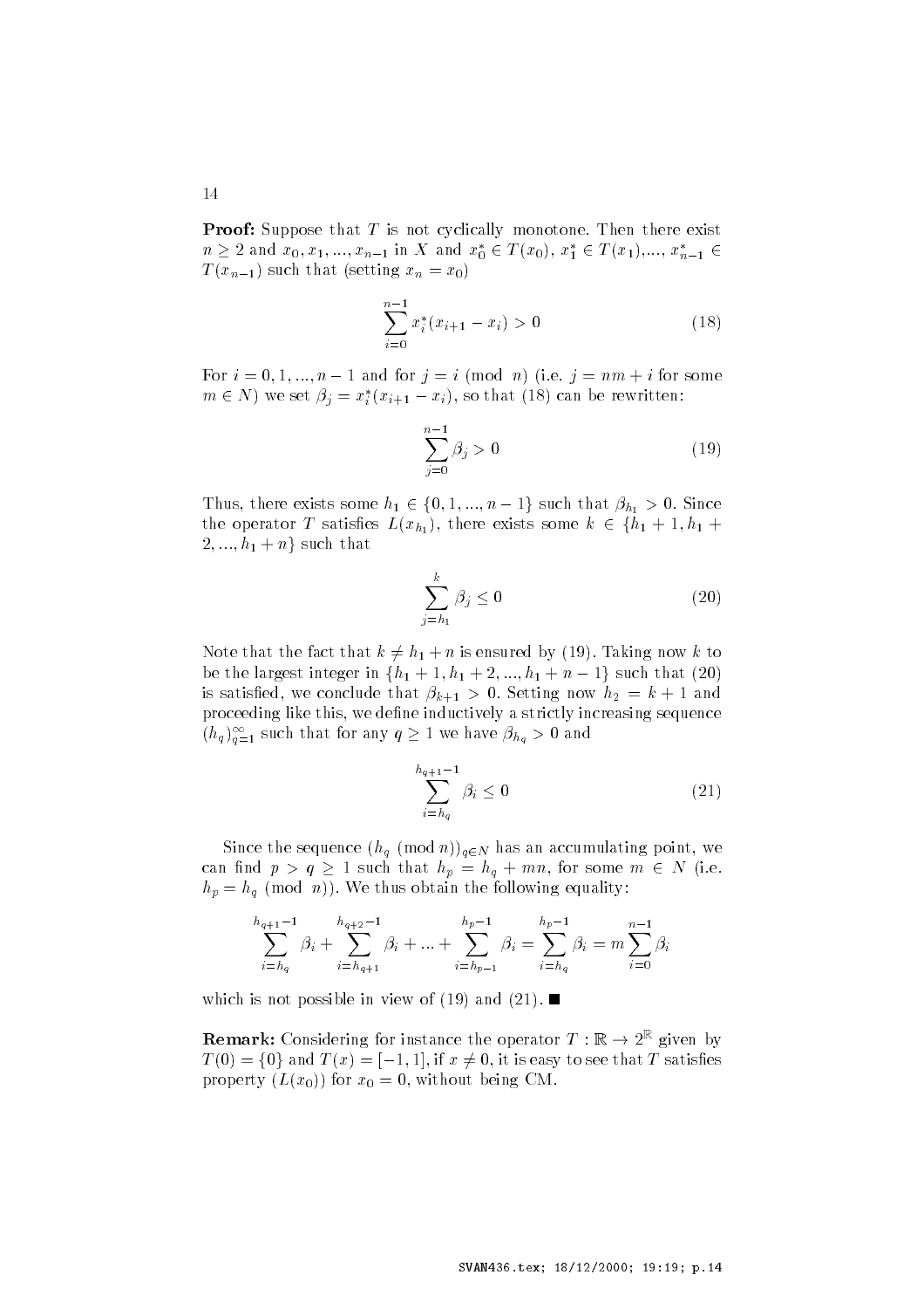**Proof:** Suppose that $T$ is not cyclically monotone. Then there exist $n \geq 2$ and $x_0, x_1, ..., x_{n-1}$ in $X$ and $x_0^* \in T(x_0)$, $x_1^* \in T(x_1)$,..., $x_{n-1}^* \in T(x_{n-1})$ such that (setting $x_n = x_0$)

$$\sum_{i=0}^{n-1} x_i^*(x_{i+1} - x_i) > 0 \tag{18}$$

For $i = 0, 1, ..., n-1$ and for $j = i \pmod{n}$ (i.e. $j = nm + i$ for some $m \in N$) we set $\beta_j = x_i^*(x_{i+1} - x_i)$, so that (18) can be rewritten:

$$\sum_{j=0}^{n-1} \beta_j > 0 \tag{19}$$

Thus, there exists some $h_1 \in \{0, 1, ..., n-1\}$ such that $\beta_{h_1} > 0$. Since the operator $T$ satisfies $L(x_{h_1})$, there exists some $k \in \{h_1 + 1, h_1 + 2, ..., h_1 + n\}$ such that

$$\sum_{j=h_1}^{k} \beta_j \leq 0 \tag{20}$$

Note that the fact that $k \neq h_1 + n$ is ensured by (19). Taking now $k$ to be the largest integer in $\{h_1 + 1, h_1 + 2, ..., h_1 + n - 1\}$ such that (20) is satisfied, we conclude that $\beta_{k+1} > 0$. Setting now $h_2 = k + 1$ and proceeding like this, we define inductively a strictly increasing sequence $(h_q)_{q=1}^{\infty}$ such that for any $q \geq 1$ we have $\beta_{h_q} > 0$ and

$$\sum_{i=h_q}^{h_{q+1}-1} \beta_i \leq 0 \tag{21}$$

Since the sequence $(h_q \pmod{n})_{q \in N}$ has an accumulating point, we can find $p > q \geq 1$ such that $h_p = h_q + mn$, for some $m \in N$ (i.e. $h_p = h_q \pmod{n}$). We thus obtain the following equality:

$$\sum_{i=h_q}^{h_{q+1}-1} \beta_i + \sum_{i=h_{q+1}}^{h_{q+2}-1} \beta_i + ... + \sum_{i=h_{p-1}}^{h_p-1} \beta_i = \sum_{i=h_q}^{h_p-1} \beta_i = m \sum_{i=0}^{n-1} \beta_i$$

which is not possible in view of (19) and (21). ■

**Remark:** Considering for instance the operator $T : \mathbb{R} \to 2^{\mathbb{R}}$ given by $T(0) = \{0\}$ and $T(x) = [-1, 1]$, if $x \neq 0$, it is easy to see that $T$ satisfies property $(L(x_0))$ for $x_0 = 0$, without being CM.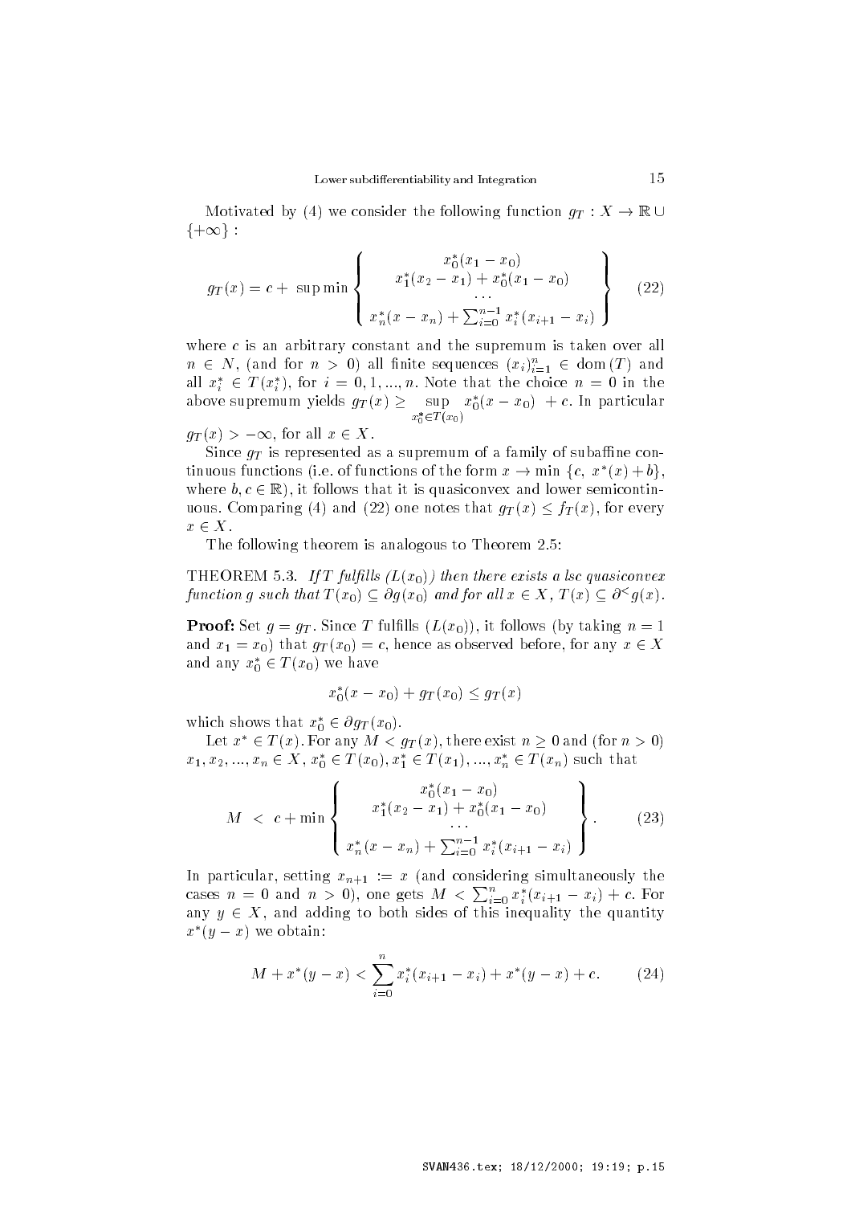Motivated by (4) we consider the following function $g_T : X \to \mathbb{R} \cup \{+\infty\}$ :

$$g_T(x) = c + \sup \min \left\{ \begin{array}{c} x_0^*(x_1 - x_0) \\ x_1^*(x_2 - x_1) + x_0^*(x_1 - x_0) \\ \cdots \\ x_n^*(x - x_n) + \sum_{i=0}^{n-1} x_i^*(x_{i+1} - x_i) \end{array} \right\} \tag{22}$$

where $c$ is an arbitrary constant and the supremum is taken over all $n \in N$, (and for $n > 0$) all finite sequences $(x_i)_{i=1}^n \in \operatorname{dom}(T)$ and all $x_i^* \in T(x_i^*)$, for $i = 0, 1, ..., n$. Note that the choice $n = 0$ in the above supremum yields $g_T(x) \geq \sup_{x_0^* \in T(x_0)} x_0^*(x - x_0) + c$. In particular $g_T(x) > -\infty$, for all $x \in X$.

Since $g_T$ is represented as a supremum of a family of subaffine continuous functions (i.e. of functions of the form $x \to \min \{c,\ x^*(x) + b\}$, where $b, c \in \mathbb{R}$), it follows that it is quasiconvex and lower semicontinuous. Comparing (4) and (22) one notes that $g_T(x) \leq f_T(x)$, for every $x \in X$.

The following theorem is analogous to Theorem 2.5:

THEOREM 5.3. *If $T$ fulfills $(L(x_0))$ then there exists a lsc quasiconvex function $g$ such that $T(x_0) \subseteq \partial g(x_0)$ and for all $x \in X$, $T(x) \subseteq \partial^< g(x)$.*

**Proof:** Set $g = g_T$. Since $T$ fulfills $(L(x_0))$, it follows (by taking $n = 1$ and $x_1 = x_0$) that $g_T(x_0) = c$, hence as observed before, for any $x \in X$ and any $x_0^* \in T(x_0)$ we have

$$x_0^*(x - x_0) + g_T(x_0) \leq g_T(x)$$

which shows that $x_0^* \in \partial g_T(x_0)$.

Let $x^* \in T(x)$. For any $M < g_T(x)$, there exist $n \geq 0$ and (for $n > 0$) $x_1, x_2, ..., x_n \in X$, $x_0^* \in T(x_0), x_1^* \in T(x_1), ..., x_n^* \in T(x_n)$ such that

$$M \ < \ c + \min \left\{ \begin{array}{c} x_0^*(x_1 - x_0) \\ x_1^*(x_2 - x_1) + x_0^*(x_1 - x_0) \\ \cdots \\ x_n^*(x - x_n) + \sum_{i=0}^{n-1} x_i^*(x_{i+1} - x_i) \end{array} \right\}. \tag{23}$$

In particular, setting $x_{n+1} := x$ (and considering simultaneously the cases $n = 0$ and $n > 0$), one gets $M < \sum_{i=0}^{n} x_i^*(x_{i+1} - x_i) + c$. For any $y \in X$, and adding to both sides of this inequality the quantity $x^*(y - x)$ we obtain:

$$M + x^*(y - x) < \sum_{i=0}^{n} x_i^*(x_{i+1} - x_i) + x^*(y - x) + c. \tag{24}$$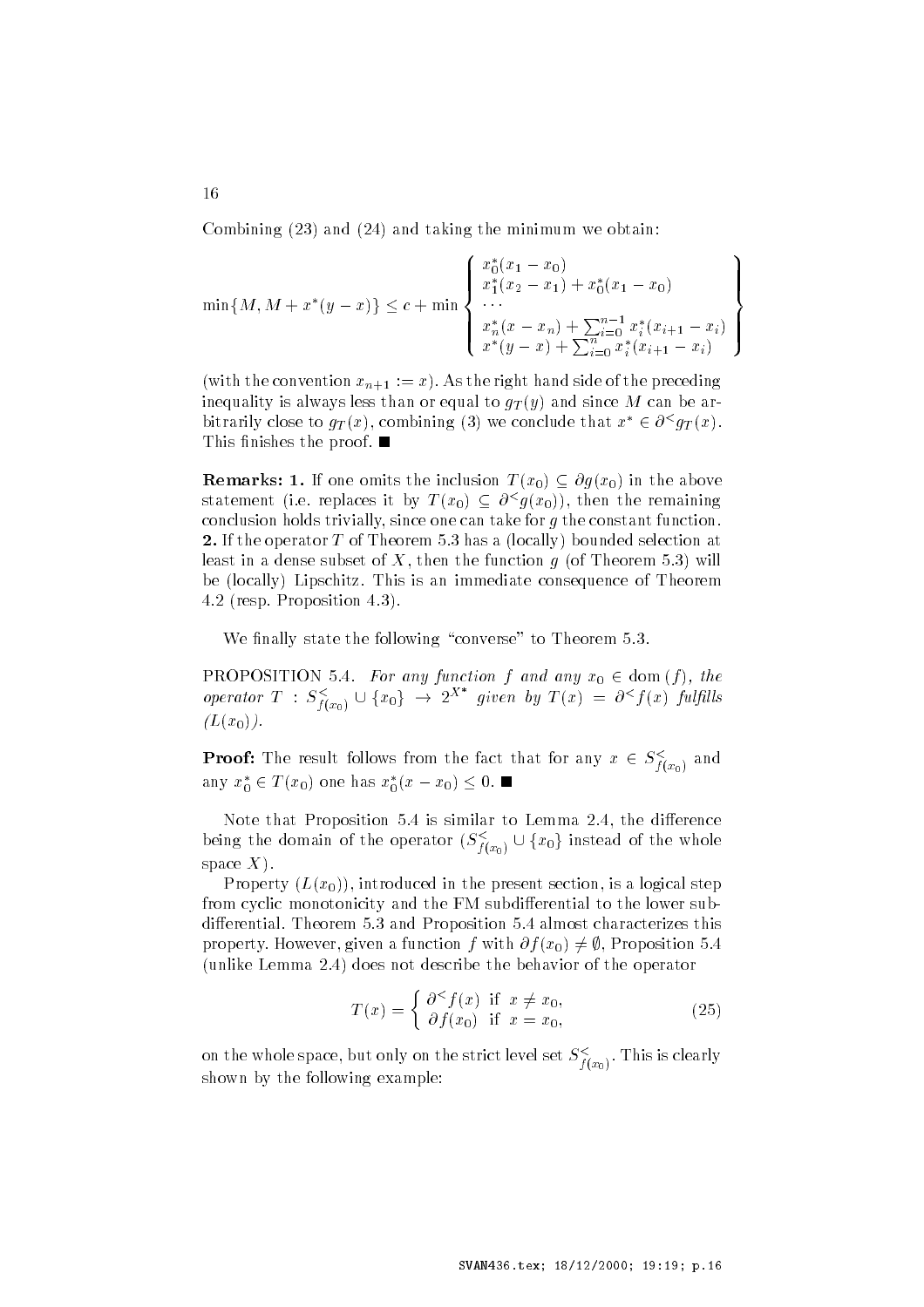Combining (23) and (24) and taking the minimum we obtain:

$$\min\{M, M + x^*(y - x)\} \le c + \min \left\{ \begin{array}{l} x_0^*(x_1 - x_0) \\ x_1^*(x_2 - x_1) + x_0^*(x_1 - x_0) \\ \cdots \\ x_n^*(x - x_n) + \sum_{i=0}^{n-1} x_i^*(x_{i+1} - x_i) \\ x^*(y - x) + \sum_{i=0}^{n} x_i^*(x_{i+1} - x_i) \end{array} \right\}$$

(with the convention $x_{n+1} := x$). As the right hand side of the preceding inequality is always less than or equal to $g_T(y)$ and since $M$ can be arbitrarily close to $g_T(x)$, combining (3) we conclude that $x^* \in \partial^< g_T(x)$. This finishes the proof. ■

**Remarks: 1.** If one omits the inclusion $T(x_0) \subseteq \partial g(x_0)$ in the above statement (i.e. replaces it by $T(x_0) \subseteq \partial^< g(x_0)$), then the remaining conclusion holds trivially, since one can take for $g$ the constant function. **2.** If the operator $T$ of Theorem 5.3 has a (locally) bounded selection at least in a dense subset of $X$, then the function $g$ (of Theorem 5.3) will be (locally) Lipschitz. This is an immediate consequence of Theorem 4.2 (resp. Proposition 4.3).

We finally state the following "converse" to Theorem 5.3.

PROPOSITION 5.4. *For any function $f$ and any $x_0 \in \mathrm{dom}\,(f)$, the operator $T : S^<_{f(x_0)} \cup \{x_0\} \to 2^{X^*}$ given by $T(x) = \partial^< f(x)$ fulfills $(L(x_0))$.*

**Proof:** The result follows from the fact that for any $x \in S^<_{f(x_0)}$ and any $x_0^* \in T(x_0)$ one has $x_0^*(x - x_0) \le 0$. ■

Note that Proposition 5.4 is similar to Lemma 2.4, the difference being the domain of the operator ($S^<_{f(x_0)} \cup \{x_0\}$ instead of the whole space $X$).

Property $(L(x_0))$, introduced in the present section, is a logical step from cyclic monotonicity and the FM subdifferential to the lower subdifferential. Theorem 5.3 and Proposition 5.4 almost characterizes this property. However, given a function $f$ with $\partial f(x_0) \neq \emptyset$, Proposition 5.4 (unlike Lemma 2.4) does not describe the behavior of the operator

$$T(x) = \left\{ \begin{array}{ll} \partial^< f(x) & \text{if } x \neq x_0, \\ \partial f(x_0) & \text{if } x = x_0, \end{array} \right. \tag{25}$$

on the whole space, but only on the strict level set $S^<_{f(x_0)}$. This is clearly shown by the following example: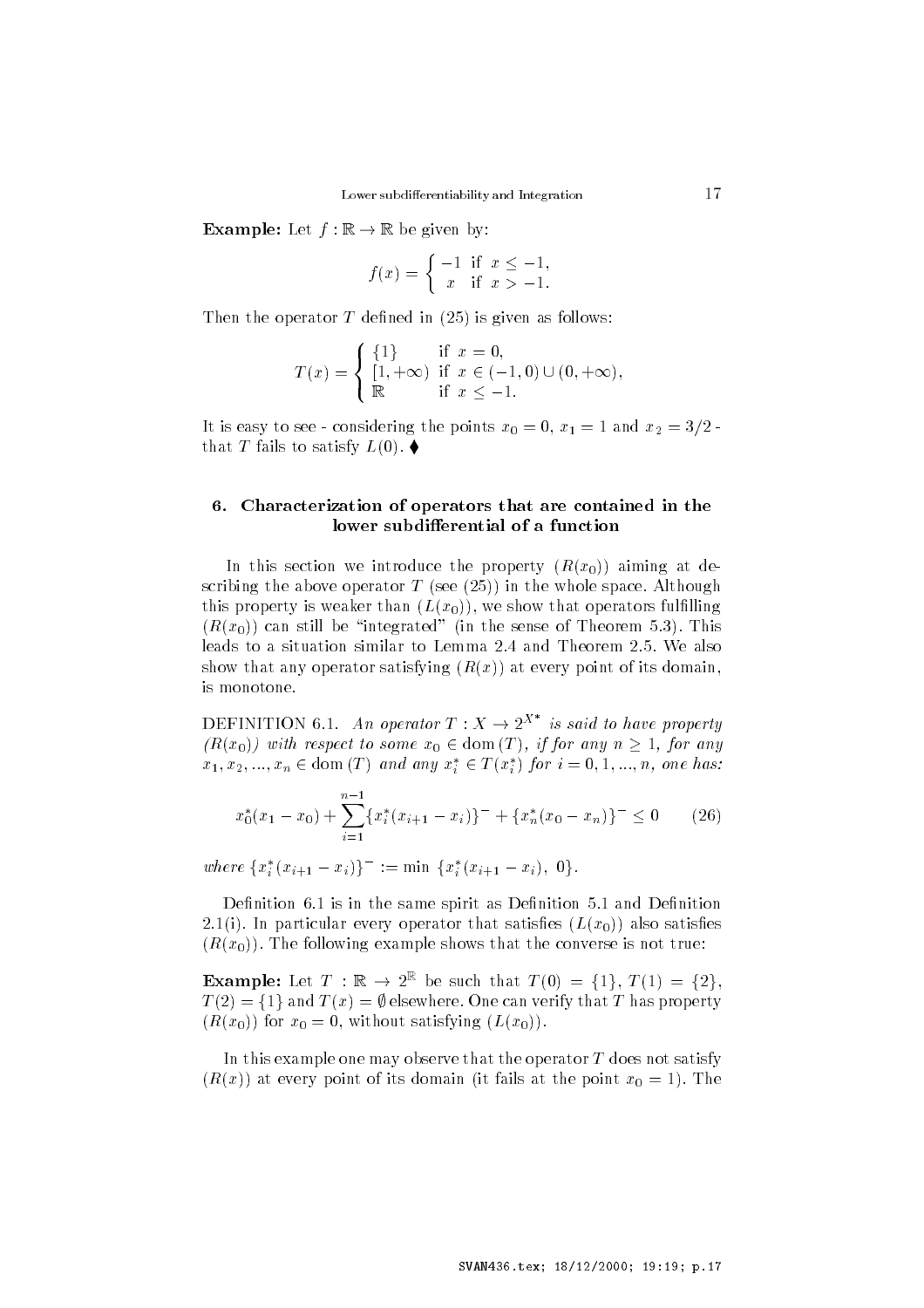**Example:** Let $f : \mathbb{R} \to \mathbb{R}$ be given by:

$$f(x) = \begin{cases} -1 & \text{if } x \le -1, \\ x & \text{if } x > -1. \end{cases}$$

Then the operator $T$ defined in (25) is given as follows:

$$T(x) = \begin{cases} \{1\} & \text{if } x = 0, \\ [1, +\infty) & \text{if } x \in (-1, 0) \cup (0, +\infty), \\ \mathbb{R} & \text{if } x \le -1. \end{cases}$$

It is easy to see - considering the points $x_0 = 0$, $x_1 = 1$ and $x_2 = 3/2$ - that $T$ fails to satisfy $L(0)$. ♦

## 6. Characterization of operators that are contained in the lower subdifferential of a function

In this section we introduce the property $(R(x_0))$ aiming at describing the above operator $T$ (see (25)) in the whole space. Although this property is weaker than $(L(x_0))$, we show that operators fulfilling $(R(x_0))$ can still be "integrated" (in the sense of Theorem 5.3). This leads to a situation similar to Lemma 2.4 and Theorem 2.5. We also show that any operator satisfying $(R(x))$ at every point of its domain, is monotone.

DEFINITION 6.1. *An operator $T : X \to 2^{X^*}$ is said to have property $(R(x_0))$ with respect to some $x_0 \in \operatorname{dom}(T)$, if for any $n \ge 1$, for any $x_1, x_2, ..., x_n \in \operatorname{dom}(T)$ and any $x_i^* \in T(x_i^*)$ for $i = 0, 1, ..., n$, one has:*

$$x_0^*(x_1 - x_0) + \sum_{i=1}^{n-1} \{x_i^*(x_{i+1} - x_i)\}^- + \{x_n^*(x_0 - x_n)\}^- \le 0 \qquad (26)$$

*where* $\{x_i^*(x_{i+1} - x_i)\}^- := \min\, \{x_i^*(x_{i+1} - x_i),\ 0\}$.

Definition 6.1 is in the same spirit as Definition 5.1 and Definition 2.1(i). In particular every operator that satisfies $(L(x_0))$ also satisfies $(R(x_0))$. The following example shows that the converse is not true:

**Example:** Let $T : \mathbb{R} \to 2^{\mathbb{R}}$ be such that $T(0) = \{1\}$, $T(1) = \{2\}$, $T(2) = \{1\}$ and $T(x) = \emptyset$ elsewhere. One can verify that $T$ has property $(R(x_0))$ for $x_0 = 0$, without satisfying $(L(x_0))$.

In this example one may observe that the operator $T$ does not satisfy $(R(x))$ at every point of its domain (it fails at the point $x_0 = 1$). The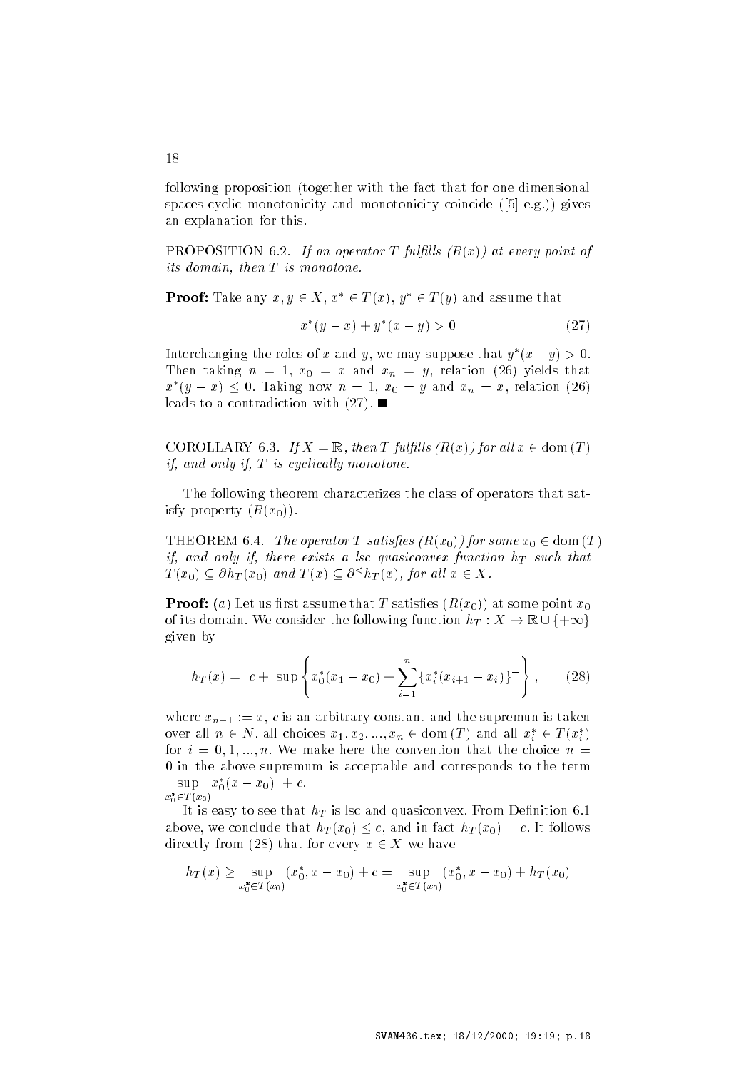following proposition (together with the fact that for one dimensional spaces cyclic monotonicity and monotonicity coincide ([5] e.g.)) gives an explanation for this.

PROPOSITION 6.2. *If an operator $T$ fulfills $(R(x))$ at every point of its domain, then $T$ is monotone.*

**Proof:** Take any $x, y \in X$, $x^* \in T(x)$, $y^* \in T(y)$ and assume that

$$x^*(y - x) + y^*(x - y) > 0 \tag{27}$$

Interchanging the roles of $x$ and $y$, we may suppose that $y^*(x - y) > 0$. Then taking $n = 1$, $x_0 = x$ and $x_n = y$, relation (26) yields that $x^*(y - x) \leq 0$. Taking now $n = 1$, $x_0 = y$ and $x_n = x$, relation (26) leads to a contradiction with (27). ■

COROLLARY 6.3. *If $X = \mathbb{R}$, then $T$ fulfills $(R(x))$ for all $x \in \mathrm{dom}\,(T)$ if, and only if, $T$ is cyclically monotone.*

The following theorem characterizes the class of operators that satisfy property $(R(x_0))$.

THEOREM 6.4. *The operator $T$ satisfies $(R(x_0))$ for some $x_0 \in \mathrm{dom}\,(T)$ if, and only if, there exists a lsc quasiconvex function $h_T$ such that $T(x_0) \subseteq \partial h_T(x_0)$ and $T(x) \subseteq \partial^< h_T(x)$, for all $x \in X$.*

**Proof:** $(a)$ Let us first assume that $T$ satisfies $(R(x_0))$ at some point $x_0$ of its domain. We consider the following function $h_T : X \to \mathbb{R} \cup \{+\infty\}$ given by

$$h_T(x) = \ c + \ \sup \left\{ x_0^*(x_1 - x_0) + \sum_{i=1}^{n} \{x_i^*(x_{i+1} - x_i)\}^- \right\}, \tag{28}$$

where $x_{n+1} := x$, $c$ is an arbitrary constant and the supremun is taken over all $n \in N$, all choices $x_1, x_2, ..., x_n \in \mathrm{dom}\,(T)$ and all $x_i^* \in T(x_i^*)$ for $i = 0, 1, ..., n$. We make here the convention that the choice $n = 0$ in the above supremum is acceptable and corresponds to the term $\sup\limits_{x_0^* \in T(x_0)} x_0^*(x - x_0) \ + c$.

It is easy to see that $h_T$ is lsc and quasiconvex. From Definition 6.1 above, we conclude that $h_T(x_0) \leq c$, and in fact $h_T(x_0) = c$. It follows directly from (28) that for every $x \in X$ we have

$$h_T(x) \geq \sup_{x_0^* \in T(x_0)} (x_0^*, x - x_0) + c = \sup_{x_0^* \in T(x_0)} (x_0^*, x - x_0) + h_T(x_0)$$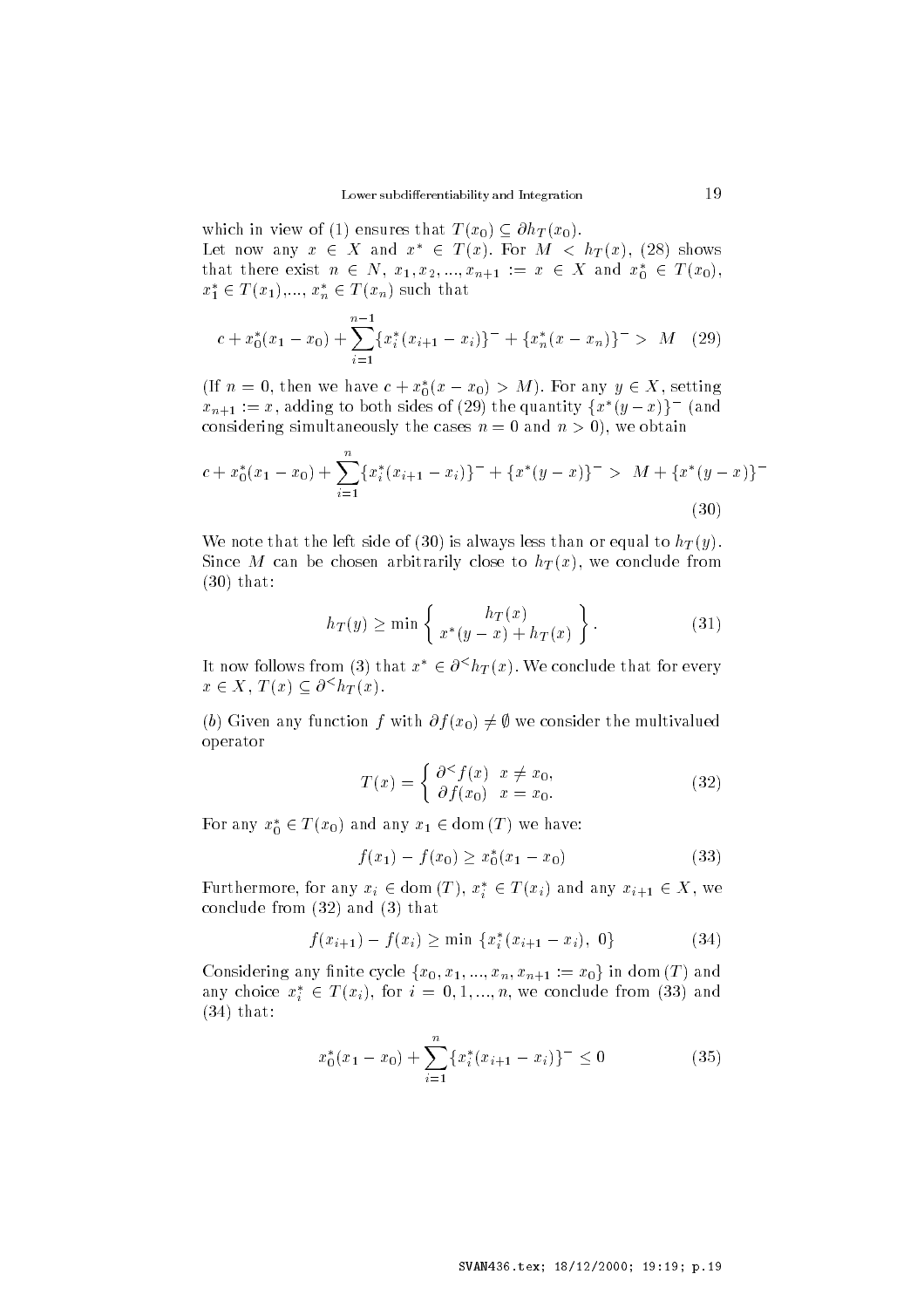which in view of (1) ensures that $T(x_0) \subseteq \partial h_T(x_0)$.

Let now any $x \in X$ and $x^* \in T(x)$. For $M < h_T(x)$, (28) shows that there exist $n \in N$, $x_1, x_2, ..., x_{n+1} := x \in X$ and $x_0^* \in T(x_0)$, $x_1^* \in T(x_1)$,..., $x_n^* \in T(x_n)$ such that

$$c + x_0^*(x_1 - x_0) + \sum_{i=1}^{n-1} \{x_i^*(x_{i+1} - x_i)\}^- + \{x_n^*(x - x_n)\}^- > M \quad (29)$$

(If $n = 0$, then we have $c + x_0^*(x - x_0) > M$). For any $y \in X$, setting $x_{n+1} := x$, adding to both sides of (29) the quantity $\{x^*(y - x)\}^-$ (and considering simultaneously the cases $n = 0$ and $n > 0$), we obtain

$$c + x_0^*(x_1 - x_0) + \sum_{i=1}^{n} \{x_i^*(x_{i+1} - x_i)\}^- + \{x^*(y - x)\}^- > M + \{x^*(y - x)\}^- \quad (30)$$

We note that the left side of (30) is always less than or equal to $h_T(y)$. Since $M$ can be chosen arbitrarily close to $h_T(x)$, we conclude from (30) that:

$$h_T(y) \geq \min \left\{ \begin{array}{c} h_T(x) \\ x^*(y - x) + h_T(x) \end{array} \right\}. \quad (31)$$

It now follows from (3) that $x^* \in \partial^< h_T(x)$. We conclude that for every $x \in X$, $T(x) \subseteq \partial^< h_T(x)$.

(*b*) Given any function $f$ with $\partial f(x_0) \neq \emptyset$ we consider the multivalued operator

$$T(x) = \left\{ \begin{array}{ll} \partial^< f(x) & x \neq x_0, \\ \partial f(x_0) & x = x_0. \end{array} \right. \quad (32)$$

For any $x_0^* \in T(x_0)$ and any $x_1 \in \mathrm{dom}\,(T)$ we have:

$$f(x_1) - f(x_0) \geq x_0^*(x_1 - x_0) \quad (33)$$

Furthermore, for any $x_i \in \mathrm{dom}\,(T)$, $x_i^* \in T(x_i)$ and any $x_{i+1} \in X$, we conclude from (32) and (3) that

$$f(x_{i+1}) - f(x_i) \geq \min\, \{x_i^*(x_{i+1} - x_i),\ 0\} \quad (34)$$

Considering any finite cycle $\{x_0, x_1, ..., x_n, x_{n+1} := x_0\}$ in $\mathrm{dom}\,(T)$ and any choice $x_i^* \in T(x_i)$, for $i = 0, 1, ..., n$, we conclude from (33) and (34) that:

$$x_0^*(x_1 - x_0) + \sum_{i=1}^{n} \{x_i^*(x_{i+1} - x_i)\}^- \leq 0 \quad (35)$$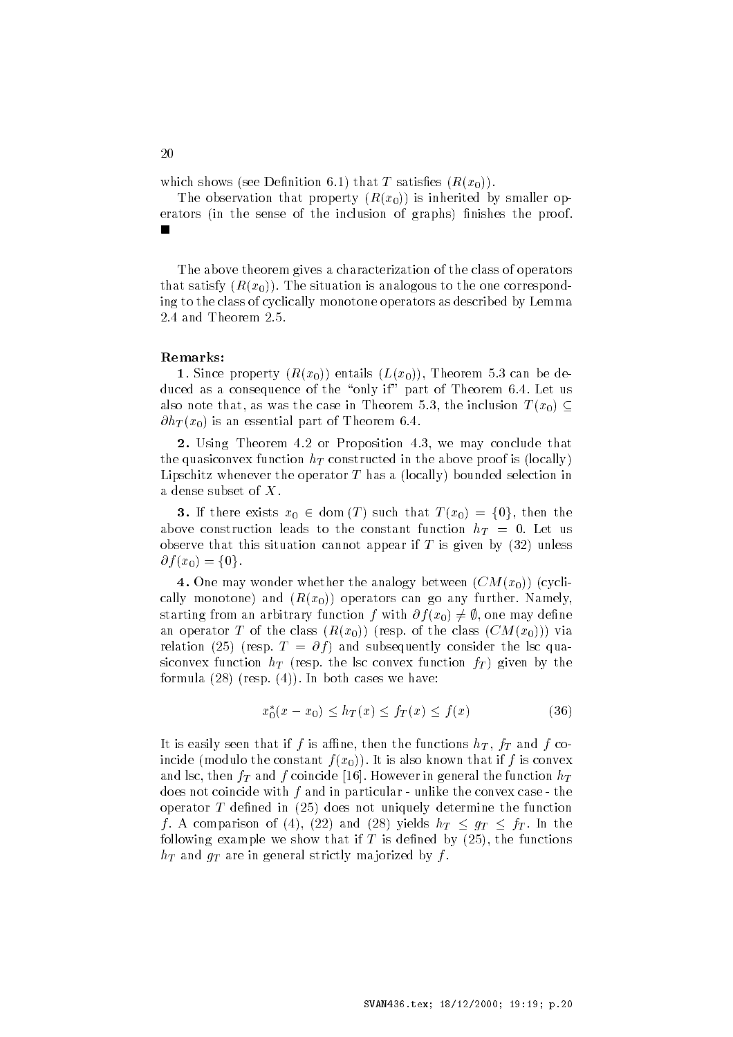which shows (see Definition 6.1) that $T$ satisfies $(R(x_0))$.

The observation that property $(R(x_0))$ is inherited by smaller operators (in the sense of the inclusion of graphs) finishes the proof. ■

The above theorem gives a characterization of the class of operators that satisfy $(R(x_0))$. The situation is analogous to the one corresponding to the class of cyclically monotone operators as described by Lemma 2.4 and Theorem 2.5.

**Remarks:**

**1.** Since property $(R(x_0))$ entails $(L(x_0))$, Theorem 5.3 can be deduced as a consequence of the "only if" part of Theorem 6.4. Let us also note that, as was the case in Theorem 5.3, the inclusion $T(x_0) \subseteq \partial h_T(x_0)$ is an essential part of Theorem 6.4.

**2.** Using Theorem 4.2 or Proposition 4.3, we may conclude that the quasiconvex function $h_T$ constructed in the above proof is (locally) Lipschitz whenever the operator $T$ has a (locally) bounded selection in a dense subset of $X$.

**3.** If there exists $x_0 \in \mathrm{dom}\,(T)$ such that $T(x_0) = \{0\}$, then the above construction leads to the constant function $h_T = 0$. Let us observe that this situation cannot appear if $T$ is given by (32) unless $\partial f(x_0) = \{0\}$.

**4.** One may wonder whether the analogy between $(CM(x_0))$ (cyclically monotone) and $(R(x_0))$ operators can go any further. Namely, starting from an arbitrary function $f$ with $\partial f(x_0) \neq \emptyset$, one may define an operator $T$ of the class $(R(x_0))$ (resp. of the class $(CM(x_0))$) via relation (25) (resp. $T = \partial f$) and subsequently consider the lsc quasiconvex function $h_T$ (resp. the lsc convex function $f_T$) given by the formula (28) (resp. (4)). In both cases we have:

$$x_0^*(x - x_0) \leq h_T(x) \leq f_T(x) \leq f(x) \tag{36}$$

It is easily seen that if $f$ is affine, then the functions $h_T$, $f_T$ and $f$ coincide (modulo the constant $f(x_0)$). It is also known that if $f$ is convex and lsc, then $f_T$ and $f$ coincide [16]. However in general the function $h_T$ does not coincide with $f$ and in particular - unlike the convex case - the operator $T$ defined in (25) does not uniquely determine the function $f$. A comparison of (4), (22) and (28) yields $h_T \leq g_T \leq f_T$. In the following example we show that if $T$ is defined by (25), the functions $h_T$ and $g_T$ are in general strictly majorized by $f$.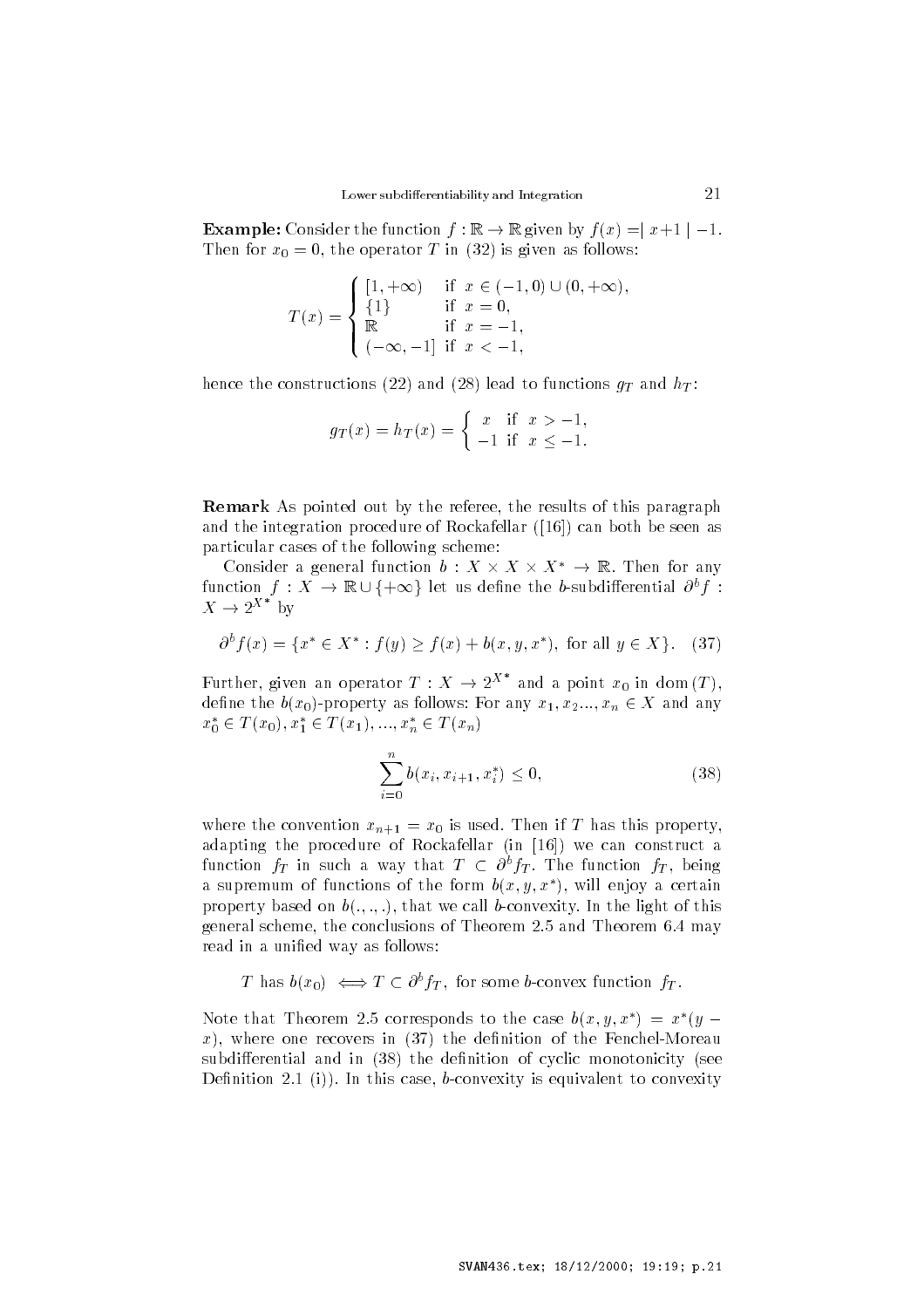**Example:** Consider the function $f : \mathbb{R} \to \mathbb{R}$ given by $f(x) = | x+1 | -1$. Then for $x_0 = 0$, the operator $T$ in (32) is given as follows:

$$T(x) = \begin{cases} [1, +\infty) & \text{if } x \in (-1, 0) \cup (0, +\infty), \\ \{1\} & \text{if } x = 0, \\ \mathbb{R} & \text{if } x = -1, \\ (-\infty, -1] & \text{if } x < -1, \end{cases}$$

hence the constructions (22) and (28) lead to functions $g_T$ and $h_T$:

$$g_T(x) = h_T(x) = \begin{cases} x & \text{if } x > -1, \\ -1 & \text{if } x \leq -1. \end{cases}$$

**Remark** As pointed out by the referee, the results of this paragraph and the integration procedure of Rockafellar ([16]) can both be seen as particular cases of the following scheme:

Consider a general function $b : X \times X \times X^* \to \mathbb{R}$. Then for any function $f : X \to \mathbb{R} \cup \{+\infty\}$ let us define the $b$-subdifferential $\partial^b f : X \to 2^{X^*}$ by

$$\partial^b f(x) = \{x^* \in X^* : f(y) \geq f(x) + b(x, y, x^*), \text{ for all } y \in X\}. \quad (37)$$

Further, given an operator $T : X \to 2^{X^*}$ and a point $x_0$ in $\mathrm{dom}\,(T)$, define the $b(x_0)$-property as follows: For any $x_1, x_2 ..., x_n \in X$ and any $x_0^* \in T(x_0), x_1^* \in T(x_1), ..., x_n^* \in T(x_n)$

$$\sum_{i=0}^{n} b(x_i, x_{i+1}, x_i^*) \leq 0, \quad (38)$$

where the convention $x_{n+1} = x_0$ is used. Then if $T$ has this property, adapting the procedure of Rockafellar (in [16]) we can construct a function $f_T$ in such a way that $T \subset \partial^b f_T$. The function $f_T$, being a supremum of functions of the form $b(x, y, x^*)$, will enjoy a certain property based on $b(.,.,.)$, that we call $b$-convexity. In the light of this general scheme, the conclusions of Theorem 2.5 and Theorem 6.4 may read in a unified way as follows:

$$T \text{ has } b(x_0) \iff T \subset \partial^b f_T, \text{ for some } b\text{-convex function } f_T.$$

Note that Theorem 2.5 corresponds to the case $b(x, y, x^*) = x^*(y - x)$, where one recovers in (37) the definition of the Fenchel-Moreau subdifferential and in (38) the definition of cyclic monotonicity (see Definition 2.1 (i)). In this case, $b$-convexity is equivalent to convexity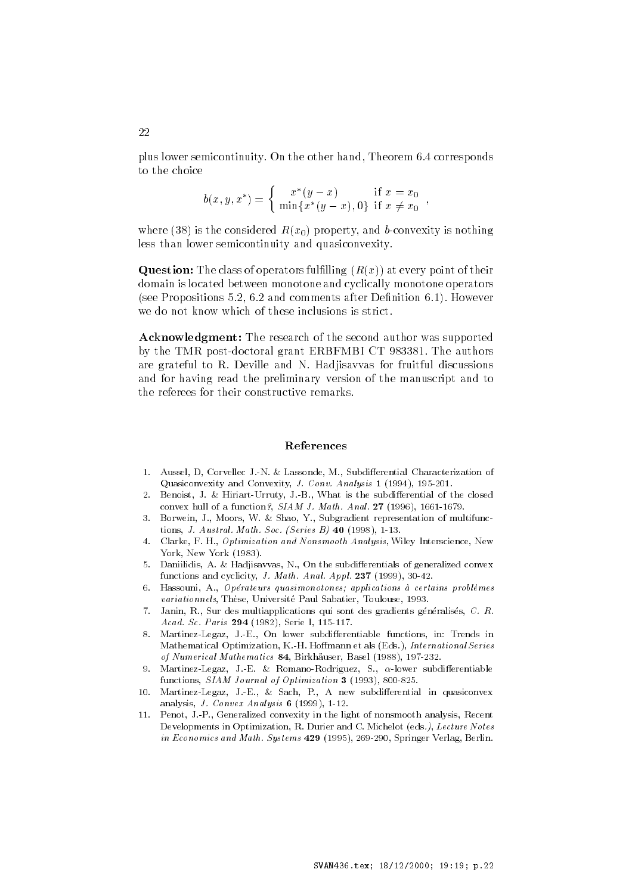plus lower semicontinuity. On the other hand, Theorem 6.4 corresponds to the choice

$$b(x, y, x^*) = \begin{cases} x^*(y-x) & \text{if } x = x_0 \\ \min\{x^*(y-x), 0\} & \text{if } x \neq x_0 \end{cases},$$

where (38) is the considered $R(x_0)$ property, and $b$-convexity is nothing less than lower semicontinuity and quasiconvexity.

**Question:** The class of operators fulfilling $(R(x))$ at every point of their domain is located between monotone and cyclically monotone operators (see Propositions 5.2, 6.2 and comments after Definition 6.1). However we do not know which of these inclusions is strict.

**Acknowledgment:** The research of the second author was supported by the TMR post-doctoral grant ERBFMBI CT 983381. The authors are grateful to R. Deville and N. Hadjisavvas for fruitful discussions and for having read the preliminary version of the manuscript and to the referees for their constructive remarks.

## References

1. Aussel, D, Corvellec J.-N. & Lassonde, M., Subdifferential Characterization of Quasiconvexity and Convexity, *J. Conv. Analysis* **1** (1994), 195-201.
2. Benoist, J. & Hiriart-Urruty, J.-B., What is the subdifferential of the closed convex hull of a function?, *SIAM J. Math. Anal.* **27** (1996), 1661-1679.
3. Borwein, J., Moors, W. & Shao, Y., Subgradient representation of multifunctions, *J. Austral. Math. Soc. (Series B)* **40** (1998), 1-13.
4. Clarke, F. H., *Optimization and Nonsmooth Analysis*, Wiley Interscience, New York, New York (1983).
5. Daniilidis, A. & Hadjisavvas, N., On the subdifferentials of generalized convex functions and cyclicity, *J. Math. Anal. Appl.* **237** (1999), 30-42.
6. Hassouni, A., *Opérateurs quasimonotones; applications à certains problèmes variationnels*, Thèse, Université Paul Sabatier, Toulouse, 1993.
7. Janin, R., Sur des multiapplications qui sont des gradients généralisés, *C. R. Acad. Sc. Paris* **294** (1982), Serie I, 115-117.
8. Martinez-Legaz, J.-E., On lower subdifferentiable functions, in: Trends in Mathematical Optimization, K.-H. Hoffmann et als (Eds.), *International Series of Numerical Mathematics* **84**, Birkhäuser, Basel (1988), 197-232.
9. Martinez-Legaz, J.-E. & Romano-Rodriguez, S., $\alpha$-lower subdifferentiable functions, *SIAM Journal of Optimization* **3** (1993), 800-825.
10. Martinez-Legaz, J.-E., & Sach, P., A new subdifferential in quasiconvex analysis, *J. Convex Analysis* **6** (1999), 1-12.
11. Penot, J.-P., Generalized convexity in the light of nonsmooth analysis, Recent Developments in Optimization, R. Durier and C. Michelot (eds.), *Lecture Notes in Economics and Math. Systems* **429** (1995), 269-290, Springer Verlag, Berlin.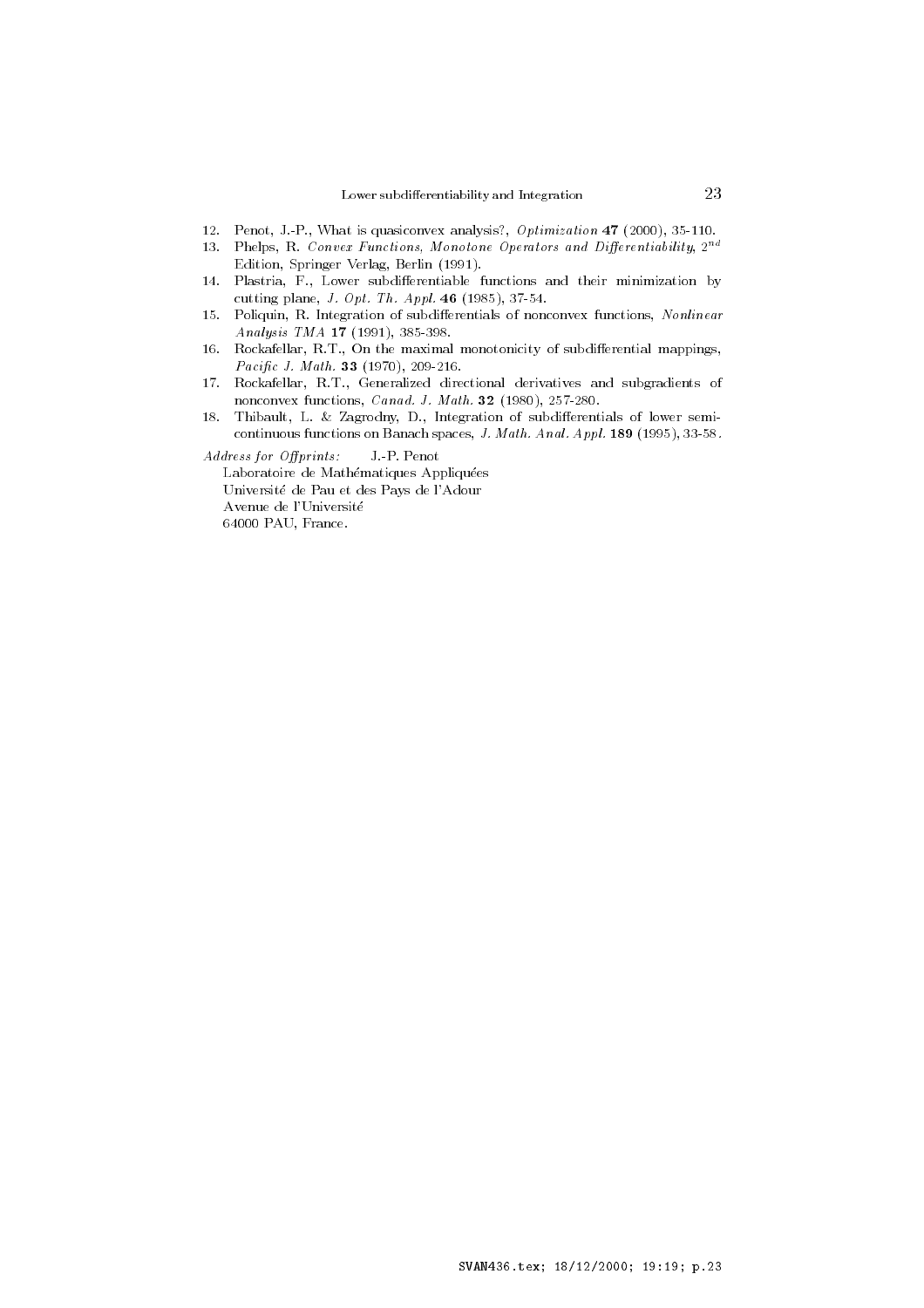12. Penot, J.-P., What is quasiconvex analysis?, *Optimization* **47** (2000), 35-110.
13. Phelps, R. *Convex Functions, Monotone Operators and Differentiability*, $2^{nd}$ Edition, Springer Verlag, Berlin (1991).
14. Plastria, F., Lower subdifferentiable functions and their minimization by cutting plane, *J. Opt. Th. Appl.* **46** (1985), 37-54.
15. Poliquin, R. Integration of subdifferentials of nonconvex functions, *Nonlinear Analysis TMA* **17** (1991), 385-398.
16. Rockafellar, R.T., On the maximal monotonicity of subdifferential mappings, *Pacific J. Math.* **33** (1970), 209-216.
17. Rockafellar, R.T., Generalized directional derivatives and subgradients of nonconvex functions, *Canad. J. Math.* **32** (1980), 257-280.
18. Thibault, L. & Zagrodny, D., Integration of subdifferentials of lower semicontinuous functions on Banach spaces, *J. Math. Anal. Appl.* **189** (1995), 33-58.

*Address for Offprints:* J.-P. Penot
Laboratoire de Mathématiques Appliquées
Université de Pau et des Pays de l'Adour
Avenue de l'Université
64000 PAU, France.